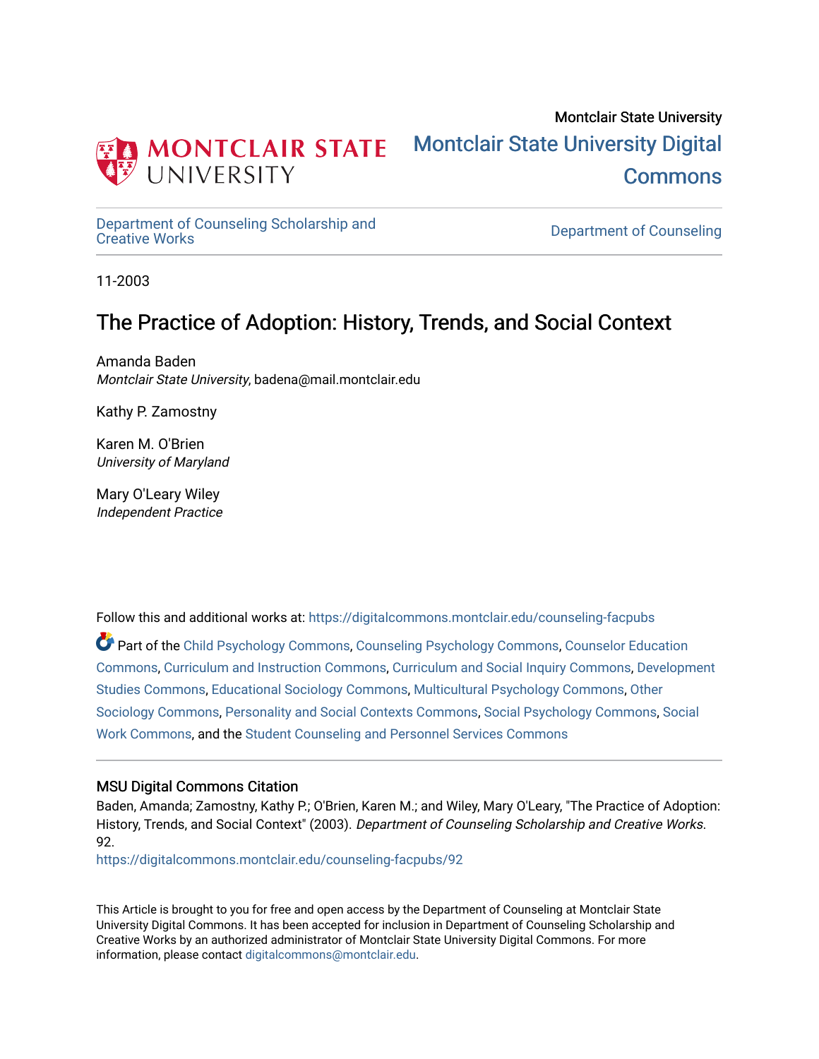Montclair State University

# Montclair State University Digital Commons

Department of Counseling Scholarship and Creative Works

Department of Counseling

11-2003

## The Practice of Adoption: History, Trends, and Social Context

Amanda Baden
*Montclair State University*, badena@mail.montclair.edu

Kathy P. Zamostny

Karen M. O'Brien
*University of Maryland*

Mary O'Leary Wiley
*Independent Practice*

Follow this and additional works at: https://digitalcommons.montclair.edu/counseling-facpubs

Part of the Child Psychology Commons, Counseling Psychology Commons, Counselor Education Commons, Curriculum and Instruction Commons, Curriculum and Social Inquiry Commons, Development Studies Commons, Educational Sociology Commons, Multicultural Psychology Commons, Other Sociology Commons, Personality and Social Contexts Commons, Social Psychology Commons, Social Work Commons, and the Student Counseling and Personnel Services Commons

### MSU Digital Commons Citation

Baden, Amanda; Zamostny, Kathy P.; O'Brien, Karen M.; and Wiley, Mary O'Leary, "The Practice of Adoption: History, Trends, and Social Context" (2003). *Department of Counseling Scholarship and Creative Works*. 92.
https://digitalcommons.montclair.edu/counseling-facpubs/92

This Article is brought to you for free and open access by the Department of Counseling at Montclair State University Digital Commons. It has been accepted for inclusion in Department of Counseling Scholarship and Creative Works by an authorized administrator of Montclair State University Digital Commons. For more information, please contact digitalcommons@montclair.edu.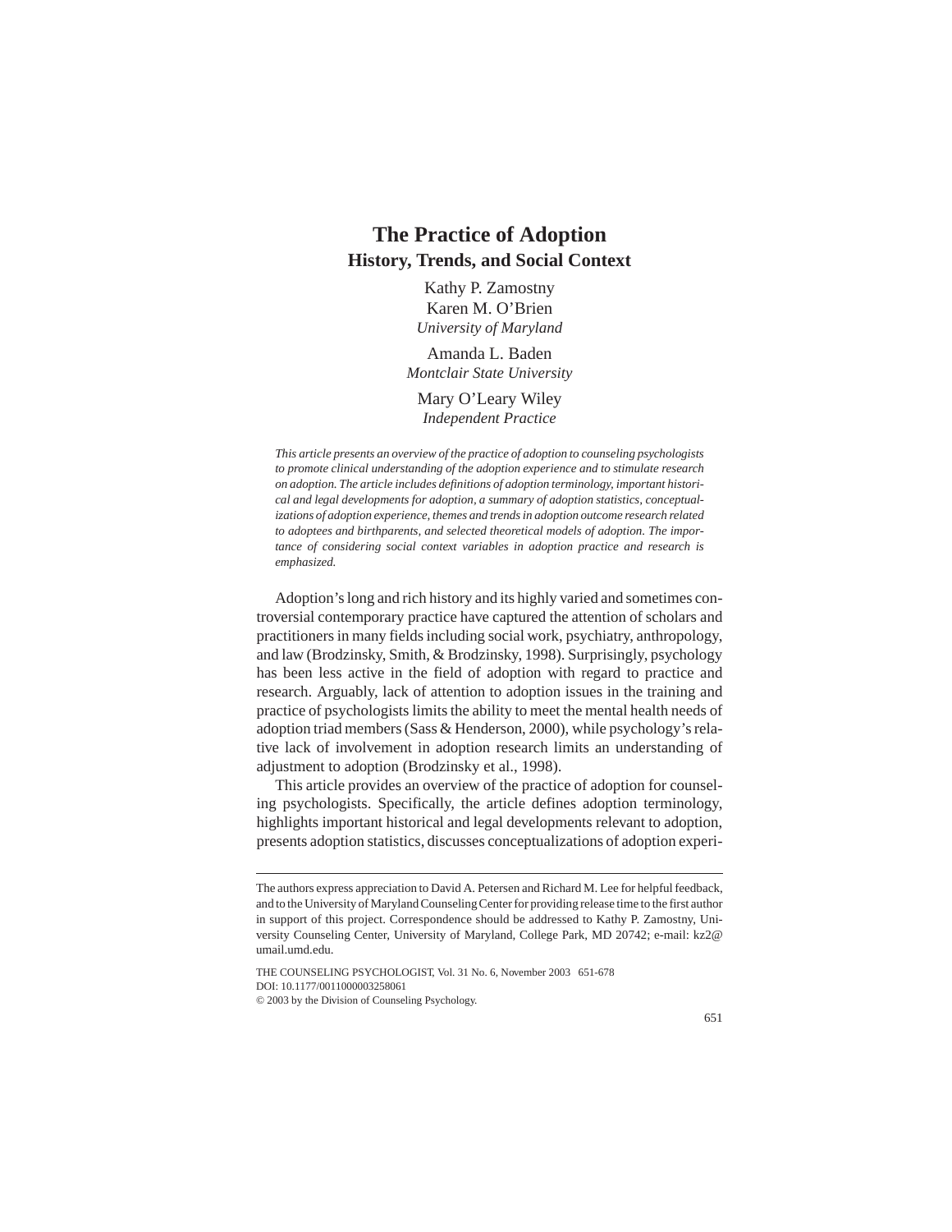# The Practice of Adoption

## History, Trends, and Social Context

Kathy P. Zamostny
Karen M. O'Brien
*University of Maryland*

Amanda L. Baden
*Montclair State University*

Mary O'Leary Wiley
*Independent Practice*

*This article presents an overview of the practice of adoption to counseling psychologists to promote clinical understanding of the adoption experience and to stimulate research on adoption. The article includes definitions of adoption terminology, important historical and legal developments for adoption, a summary of adoption statistics, conceptualizations of adoption experience, themes and trends in adoption outcome research related to adoptees and birthparents, and selected theoretical models of adoption. The importance of considering social context variables in adoption practice and research is emphasized.*

Adoption's long and rich history and its highly varied and sometimes controversial contemporary practice have captured the attention of scholars and practitioners in many fields including social work, psychiatry, anthropology, and law (Brodzinsky, Smith, & Brodzinsky, 1998). Surprisingly, psychology has been less active in the field of adoption with regard to practice and research. Arguably, lack of attention to adoption issues in the training and practice of psychologists limits the ability to meet the mental health needs of adoption triad members (Sass & Henderson, 2000), while psychology's relative lack of involvement in adoption research limits an understanding of adjustment to adoption (Brodzinsky et al., 1998).

This article provides an overview of the practice of adoption for counseling psychologists. Specifically, the article defines adoption terminology, highlights important historical and legal developments relevant to adoption, presents adoption statistics, discusses conceptualizations of adoption experi-

---

The authors express appreciation to David A. Petersen and Richard M. Lee for helpful feedback, and to the University of Maryland Counseling Center for providing release time to the first author in support of this project. Correspondence should be addressed to Kathy P. Zamostny, University Counseling Center, University of Maryland, College Park, MD 20742; e-mail: kz2@umail.umd.edu.

THE COUNSELING PSYCHOLOGIST, Vol. 31 No. 6, November 2003 651-678
DOI: 10.1177/0011000003258061
© 2003 by the Division of Counseling Psychology.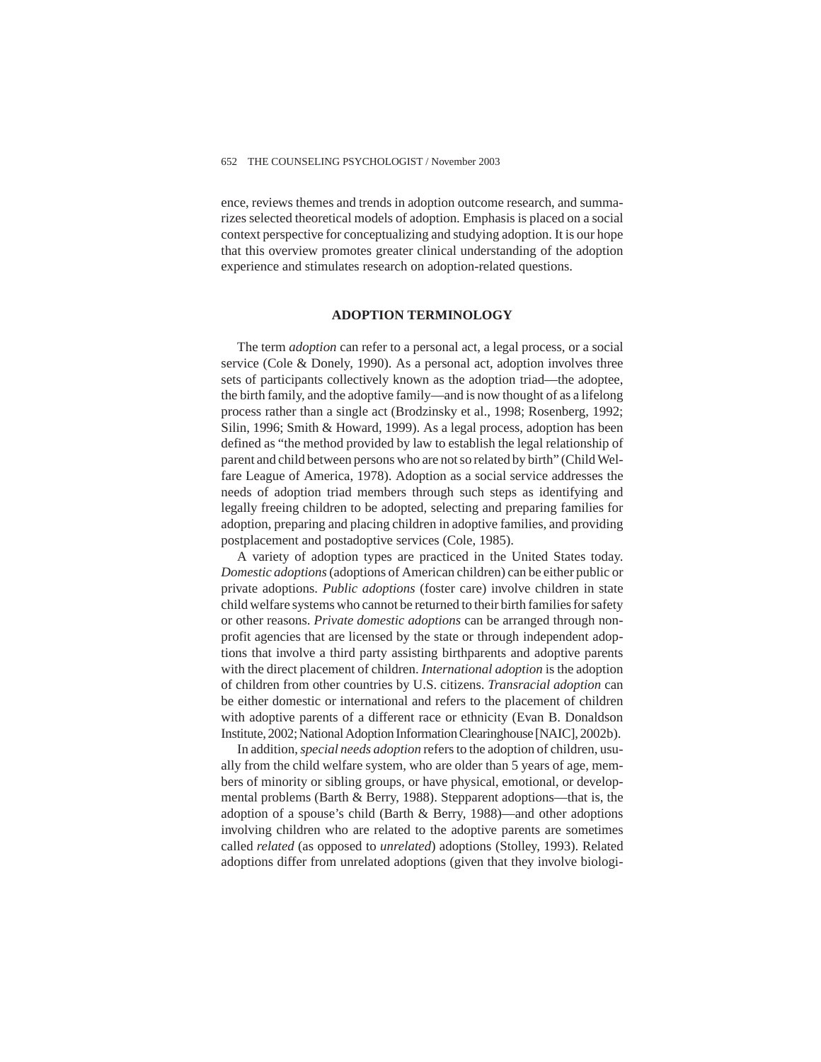ence, reviews themes and trends in adoption outcome research, and summarizes selected theoretical models of adoption. Emphasis is placed on a social context perspective for conceptualizing and studying adoption. It is our hope that this overview promotes greater clinical understanding of the adoption experience and stimulates research on adoption-related questions.

## ADOPTION TERMINOLOGY

The term *adoption* can refer to a personal act, a legal process, or a social service (Cole & Donely, 1990). As a personal act, adoption involves three sets of participants collectively known as the adoption triad—the adoptee, the birth family, and the adoptive family—and is now thought of as a lifelong process rather than a single act (Brodzinsky et al., 1998; Rosenberg, 1992; Silin, 1996; Smith & Howard, 1999). As a legal process, adoption has been defined as "the method provided by law to establish the legal relationship of parent and child between persons who are not so related by birth" (Child Welfare League of America, 1978). Adoption as a social service addresses the needs of adoption triad members through such steps as identifying and legally freeing children to be adopted, selecting and preparing families for adoption, preparing and placing children in adoptive families, and providing postplacement and postadoptive services (Cole, 1985).

A variety of adoption types are practiced in the United States today. *Domestic adoptions* (adoptions of American children) can be either public or private adoptions. *Public adoptions* (foster care) involve children in state child welfare systems who cannot be returned to their birth families for safety or other reasons. *Private domestic adoptions* can be arranged through nonprofit agencies that are licensed by the state or through independent adoptions that involve a third party assisting birthparents and adoptive parents with the direct placement of children. *International adoption* is the adoption of children from other countries by U.S. citizens. *Transracial adoption* can be either domestic or international and refers to the placement of children with adoptive parents of a different race or ethnicity (Evan B. Donaldson Institute, 2002; National Adoption Information Clearinghouse [NAIC], 2002b).

In addition, *special needs adoption* refers to the adoption of children, usually from the child welfare system, who are older than 5 years of age, members of minority or sibling groups, or have physical, emotional, or developmental problems (Barth & Berry, 1988). Stepparent adoptions—that is, the adoption of a spouse's child (Barth & Berry, 1988)—and other adoptions involving children who are related to the adoptive parents are sometimes called *related* (as opposed to *unrelated*) adoptions (Stolley, 1993). Related adoptions differ from unrelated adoptions (given that they involve biologi-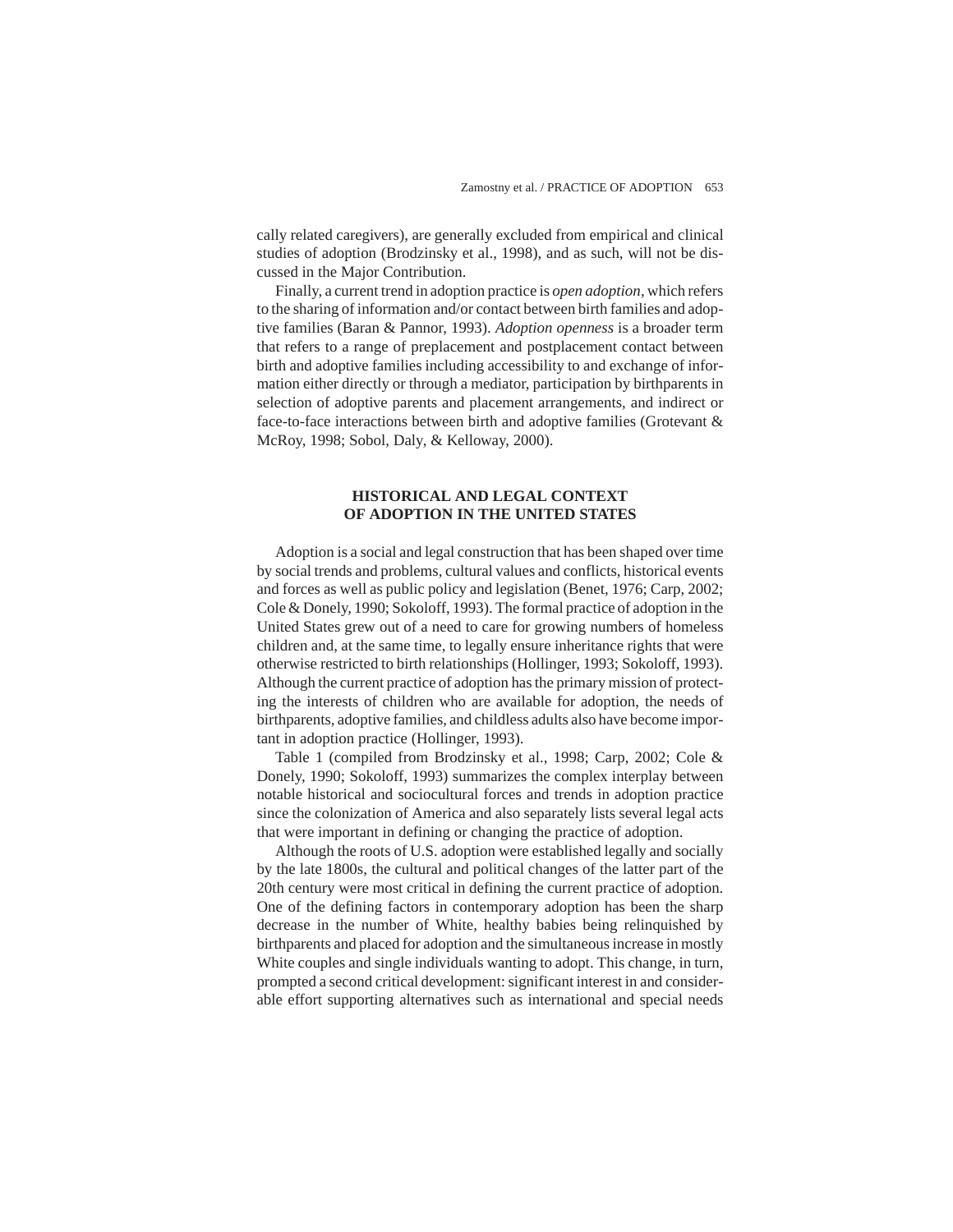cally related caregivers), are generally excluded from empirical and clinical studies of adoption (Brodzinsky et al., 1998), and as such, will not be discussed in the Major Contribution.

Finally, a current trend in adoption practice is *open adoption*, which refers to the sharing of information and/or contact between birth families and adoptive families (Baran & Pannor, 1993). *Adoption openness* is a broader term that refers to a range of preplacement and postplacement contact between birth and adoptive families including accessibility to and exchange of information either directly or through a mediator, participation by birthparents in selection of adoptive parents and placement arrangements, and indirect or face-to-face interactions between birth and adoptive families (Grotevant & McRoy, 1998; Sobol, Daly, & Kelloway, 2000).

## HISTORICAL AND LEGAL CONTEXT OF ADOPTION IN THE UNITED STATES

Adoption is a social and legal construction that has been shaped over time by social trends and problems, cultural values and conflicts, historical events and forces as well as public policy and legislation (Benet, 1976; Carp, 2002; Cole & Donely, 1990; Sokoloff, 1993). The formal practice of adoption in the United States grew out of a need to care for growing numbers of homeless children and, at the same time, to legally ensure inheritance rights that were otherwise restricted to birth relationships (Hollinger, 1993; Sokoloff, 1993). Although the current practice of adoption has the primary mission of protecting the interests of children who are available for adoption, the needs of birthparents, adoptive families, and childless adults also have become important in adoption practice (Hollinger, 1993).

Table 1 (compiled from Brodzinsky et al., 1998; Carp, 2002; Cole & Donely, 1990; Sokoloff, 1993) summarizes the complex interplay between notable historical and sociocultural forces and trends in adoption practice since the colonization of America and also separately lists several legal acts that were important in defining or changing the practice of adoption.

Although the roots of U.S. adoption were established legally and socially by the late 1800s, the cultural and political changes of the latter part of the 20th century were most critical in defining the current practice of adoption. One of the defining factors in contemporary adoption has been the sharp decrease in the number of White, healthy babies being relinquished by birthparents and placed for adoption and the simultaneous increase in mostly White couples and single individuals wanting to adopt. This change, in turn, prompted a second critical development: significant interest in and considerable effort supporting alternatives such as international and special needs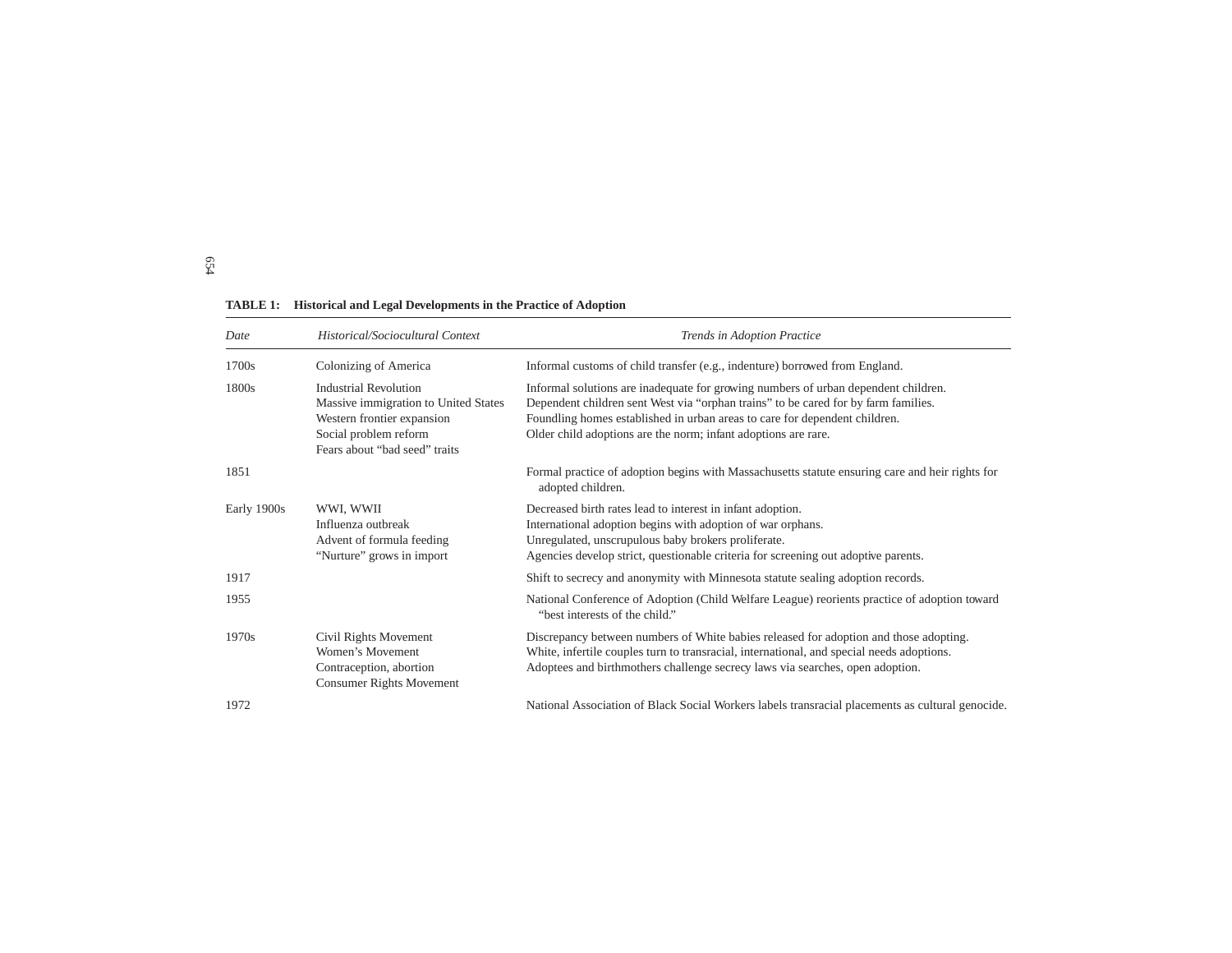**TABLE 1: Historical and Legal Developments in the Practice of Adoption**

| *Date* | *Historical/Sociocultural Context* | *Trends in Adoption Practice* |
|---|---|---|
| 1700s | Colonizing of America | Informal customs of child transfer (e.g., indenture) borrowed from England. |
| 1800s | Industrial Revolution<br>Massive immigration to United States<br>Western frontier expansion<br>Social problem reform<br>Fears about "bad seed" traits | Informal solutions are inadequate for growing numbers of urban dependent children.<br>Dependent children sent West via "orphan trains" to be cared for by farm families.<br>Foundling homes established in urban areas to care for dependent children.<br>Older child adoptions are the norm; infant adoptions are rare. |
| 1851 | | Formal practice of adoption begins with Massachusetts statute ensuring care and heir rights for adopted children. |
| Early 1900s | WWI, WWII<br>Influenza outbreak<br>Advent of formula feeding<br>"Nurture" grows in import | Decreased birth rates lead to interest in infant adoption.<br>International adoption begins with adoption of war orphans.<br>Unregulated, unscrupulous baby brokers proliferate.<br>Agencies develop strict, questionable criteria for screening out adoptive parents. |
| 1917 | | Shift to secrecy and anonymity with Minnesota statute sealing adoption records. |
| 1955 | | National Conference of Adoption (Child Welfare League) reorients practice of adoption toward "best interests of the child." |
| 1970s | Civil Rights Movement<br>Women's Movement<br>Contraception, abortion<br>Consumer Rights Movement | Discrepancy between numbers of White babies released for adoption and those adopting.<br>White, infertile couples turn to transracial, international, and special needs adoptions.<br>Adoptees and birthmothers challenge secrecy laws via searches, open adoption. |
| 1972 | | National Association of Black Social Workers labels transracial placements as cultural genocide. |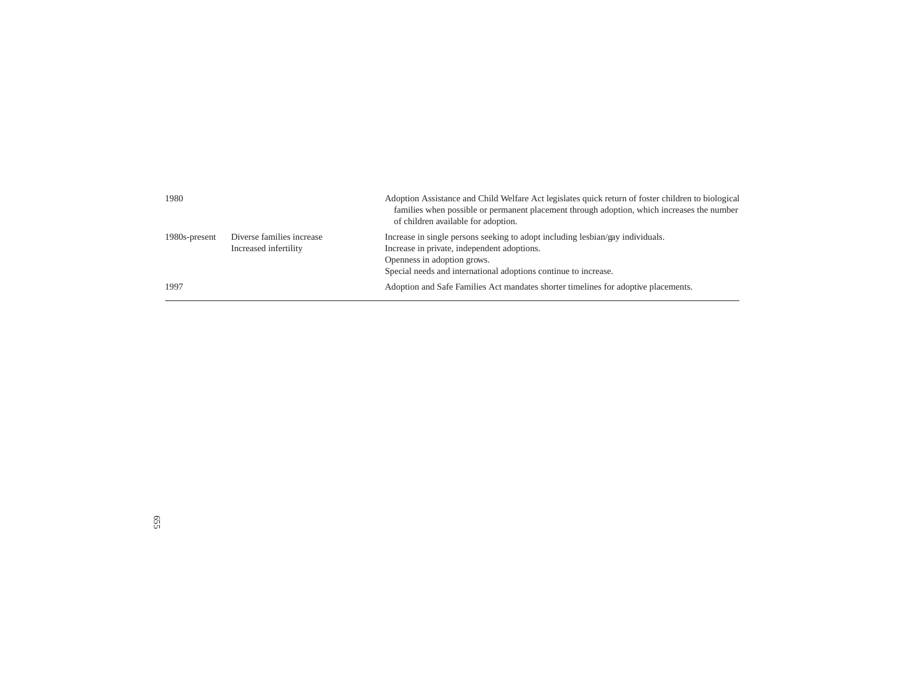| | | |
|---|---|---|
| 1980 | | Adoption Assistance and Child Welfare Act legislates quick return of foster children to biological families when possible or permanent placement through adoption, which increases the number of children available for adoption. |
| 1980s-present | Diverse families increase<br>Increased infertility | Increase in single persons seeking to adopt including lesbian/gay individuals.<br>Increase in private, independent adoptions.<br>Openness in adoption grows.<br>Special needs and international adoptions continue to increase. |
| 1997 | | Adoption and Safe Families Act mandates shorter timelines for adoptive placements. |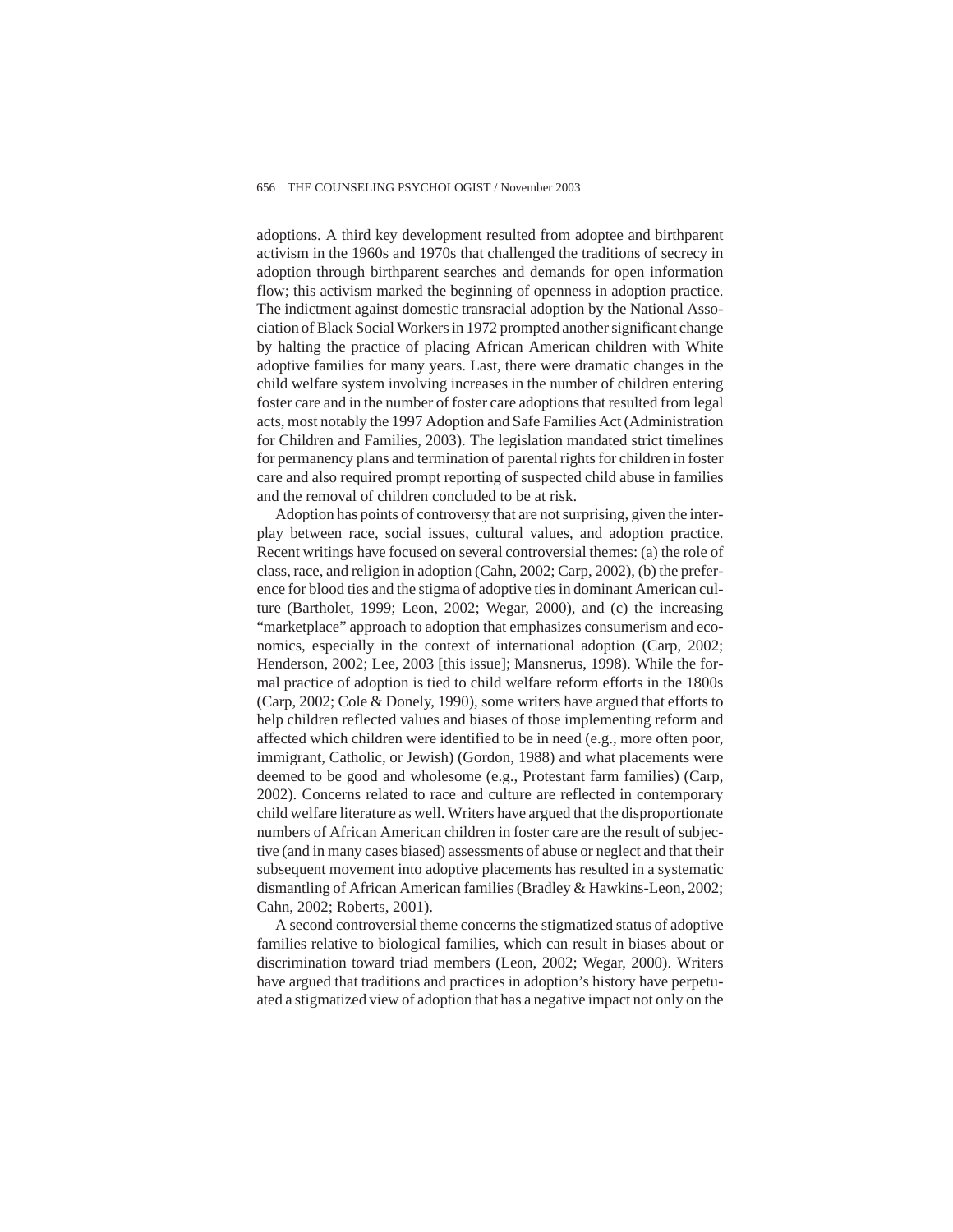adoptions. A third key development resulted from adoptee and birthparent activism in the 1960s and 1970s that challenged the traditions of secrecy in adoption through birthparent searches and demands for open information flow; this activism marked the beginning of openness in adoption practice. The indictment against domestic transracial adoption by the National Association of Black Social Workers in 1972 prompted another significant change by halting the practice of placing African American children with White adoptive families for many years. Last, there were dramatic changes in the child welfare system involving increases in the number of children entering foster care and in the number of foster care adoptions that resulted from legal acts, most notably the 1997 Adoption and Safe Families Act (Administration for Children and Families, 2003). The legislation mandated strict timelines for permanency plans and termination of parental rights for children in foster care and also required prompt reporting of suspected child abuse in families and the removal of children concluded to be at risk.

Adoption has points of controversy that are not surprising, given the interplay between race, social issues, cultural values, and adoption practice. Recent writings have focused on several controversial themes: (a) the role of class, race, and religion in adoption (Cahn, 2002; Carp, 2002), (b) the preference for blood ties and the stigma of adoptive ties in dominant American culture (Bartholet, 1999; Leon, 2002; Wegar, 2000), and (c) the increasing "marketplace" approach to adoption that emphasizes consumerism and economics, especially in the context of international adoption (Carp, 2002; Henderson, 2002; Lee, 2003 [this issue]; Mansnerus, 1998). While the formal practice of adoption is tied to child welfare reform efforts in the 1800s (Carp, 2002; Cole & Donely, 1990), some writers have argued that efforts to help children reflected values and biases of those implementing reform and affected which children were identified to be in need (e.g., more often poor, immigrant, Catholic, or Jewish) (Gordon, 1988) and what placements were deemed to be good and wholesome (e.g., Protestant farm families) (Carp, 2002). Concerns related to race and culture are reflected in contemporary child welfare literature as well. Writers have argued that the disproportionate numbers of African American children in foster care are the result of subjective (and in many cases biased) assessments of abuse or neglect and that their subsequent movement into adoptive placements has resulted in a systematic dismantling of African American families (Bradley & Hawkins-Leon, 2002; Cahn, 2002; Roberts, 2001).

A second controversial theme concerns the stigmatized status of adoptive families relative to biological families, which can result in biases about or discrimination toward triad members (Leon, 2002; Wegar, 2000). Writers have argued that traditions and practices in adoption's history have perpetuated a stigmatized view of adoption that has a negative impact not only on the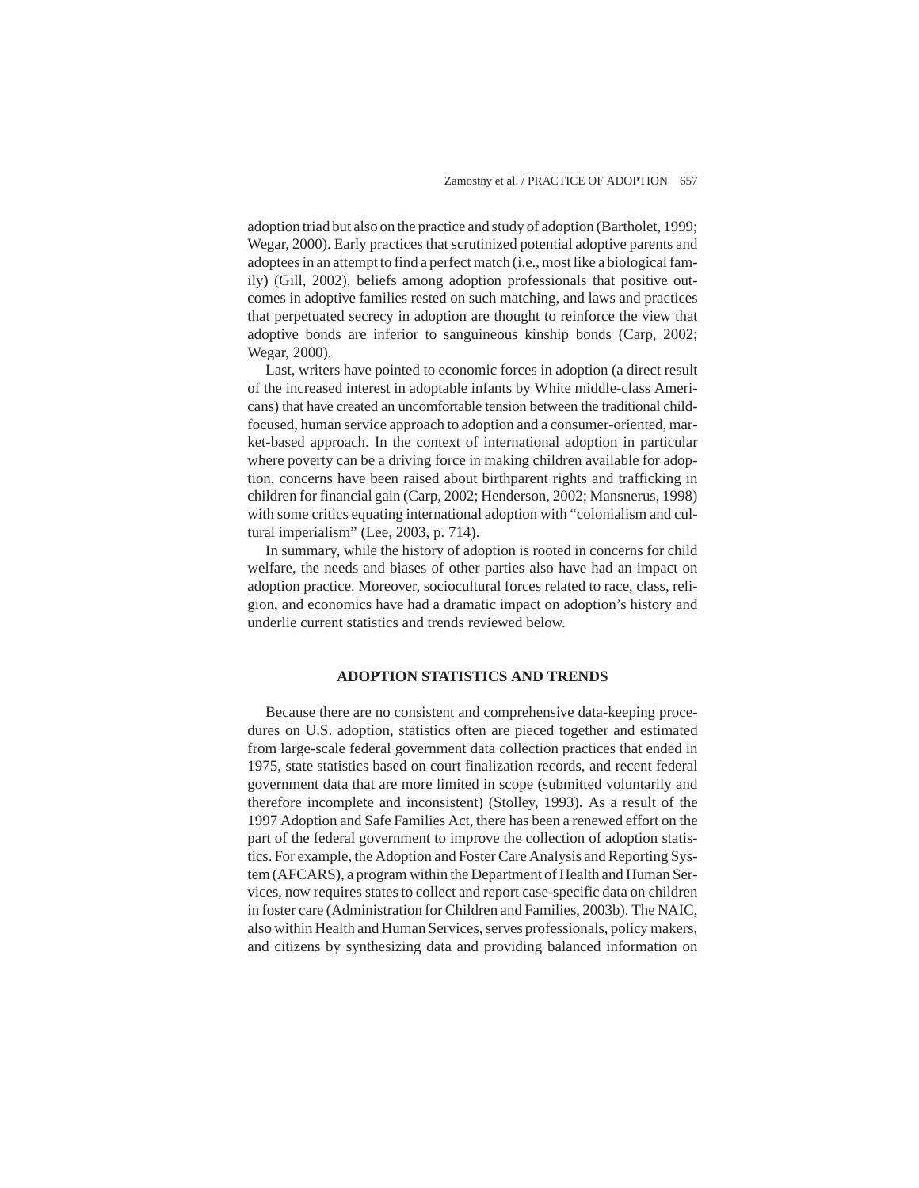adoption triad but also on the practice and study of adoption (Bartholet, 1999; Wegar, 2000). Early practices that scrutinized potential adoptive parents and adoptees in an attempt to find a perfect match (i.e., most like a biological family) (Gill, 2002), beliefs among adoption professionals that positive outcomes in adoptive families rested on such matching, and laws and practices that perpetuated secrecy in adoption are thought to reinforce the view that adoptive bonds are inferior to sanguineous kinship bonds (Carp, 2002; Wegar, 2000).

Last, writers have pointed to economic forces in adoption (a direct result of the increased interest in adoptable infants by White middle-class Americans) that have created an uncomfortable tension between the traditional child-focused, human service approach to adoption and a consumer-oriented, market-based approach. In the context of international adoption in particular where poverty can be a driving force in making children available for adoption, concerns have been raised about birthparent rights and trafficking in children for financial gain (Carp, 2002; Henderson, 2002; Mansnerus, 1998) with some critics equating international adoption with "colonialism and cultural imperialism" (Lee, 2003, p. 714).

In summary, while the history of adoption is rooted in concerns for child welfare, the needs and biases of other parties also have had an impact on adoption practice. Moreover, sociocultural forces related to race, class, religion, and economics have had a dramatic impact on adoption's history and underlie current statistics and trends reviewed below.

## ADOPTION STATISTICS AND TRENDS

Because there are no consistent and comprehensive data-keeping procedures on U.S. adoption, statistics often are pieced together and estimated from large-scale federal government data collection practices that ended in 1975, state statistics based on court finalization records, and recent federal government data that are more limited in scope (submitted voluntarily and therefore incomplete and inconsistent) (Stolley, 1993). As a result of the 1997 Adoption and Safe Families Act, there has been a renewed effort on the part of the federal government to improve the collection of adoption statistics. For example, the Adoption and Foster Care Analysis and Reporting System (AFCARS), a program within the Department of Health and Human Services, now requires states to collect and report case-specific data on children in foster care (Administration for Children and Families, 2003b). The NAIC, also within Health and Human Services, serves professionals, policy makers, and citizens by synthesizing data and providing balanced information on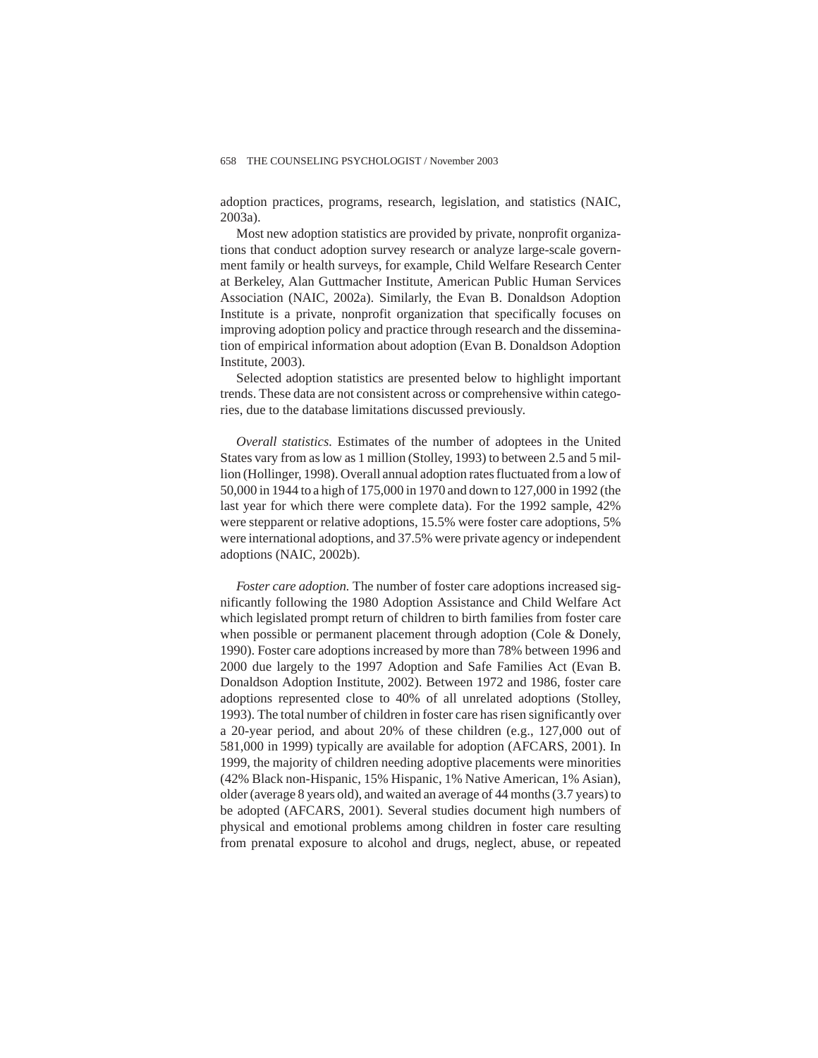adoption practices, programs, research, legislation, and statistics (NAIC, 2003a).

Most new adoption statistics are provided by private, nonprofit organizations that conduct adoption survey research or analyze large-scale government family or health surveys, for example, Child Welfare Research Center at Berkeley, Alan Guttmacher Institute, American Public Human Services Association (NAIC, 2002a). Similarly, the Evan B. Donaldson Adoption Institute is a private, nonprofit organization that specifically focuses on improving adoption policy and practice through research and the dissemination of empirical information about adoption (Evan B. Donaldson Adoption Institute, 2003).

Selected adoption statistics are presented below to highlight important trends. These data are not consistent across or comprehensive within categories, due to the database limitations discussed previously.

*Overall statistics.* Estimates of the number of adoptees in the United States vary from as low as 1 million (Stolley, 1993) to between 2.5 and 5 million (Hollinger, 1998). Overall annual adoption rates fluctuated from a low of 50,000 in 1944 to a high of 175,000 in 1970 and down to 127,000 in 1992 (the last year for which there were complete data). For the 1992 sample, 42% were stepparent or relative adoptions, 15.5% were foster care adoptions, 5% were international adoptions, and 37.5% were private agency or independent adoptions (NAIC, 2002b).

*Foster care adoption.* The number of foster care adoptions increased significantly following the 1980 Adoption Assistance and Child Welfare Act which legislated prompt return of children to birth families from foster care when possible or permanent placement through adoption (Cole & Donely, 1990). Foster care adoptions increased by more than 78% between 1996 and 2000 due largely to the 1997 Adoption and Safe Families Act (Evan B. Donaldson Adoption Institute, 2002). Between 1972 and 1986, foster care adoptions represented close to 40% of all unrelated adoptions (Stolley, 1993). The total number of children in foster care has risen significantly over a 20-year period, and about 20% of these children (e.g., 127,000 out of 581,000 in 1999) typically are available for adoption (AFCARS, 2001). In 1999, the majority of children needing adoptive placements were minorities (42% Black non-Hispanic, 15% Hispanic, 1% Native American, 1% Asian), older (average 8 years old), and waited an average of 44 months (3.7 years) to be adopted (AFCARS, 2001). Several studies document high numbers of physical and emotional problems among children in foster care resulting from prenatal exposure to alcohol and drugs, neglect, abuse, or repeated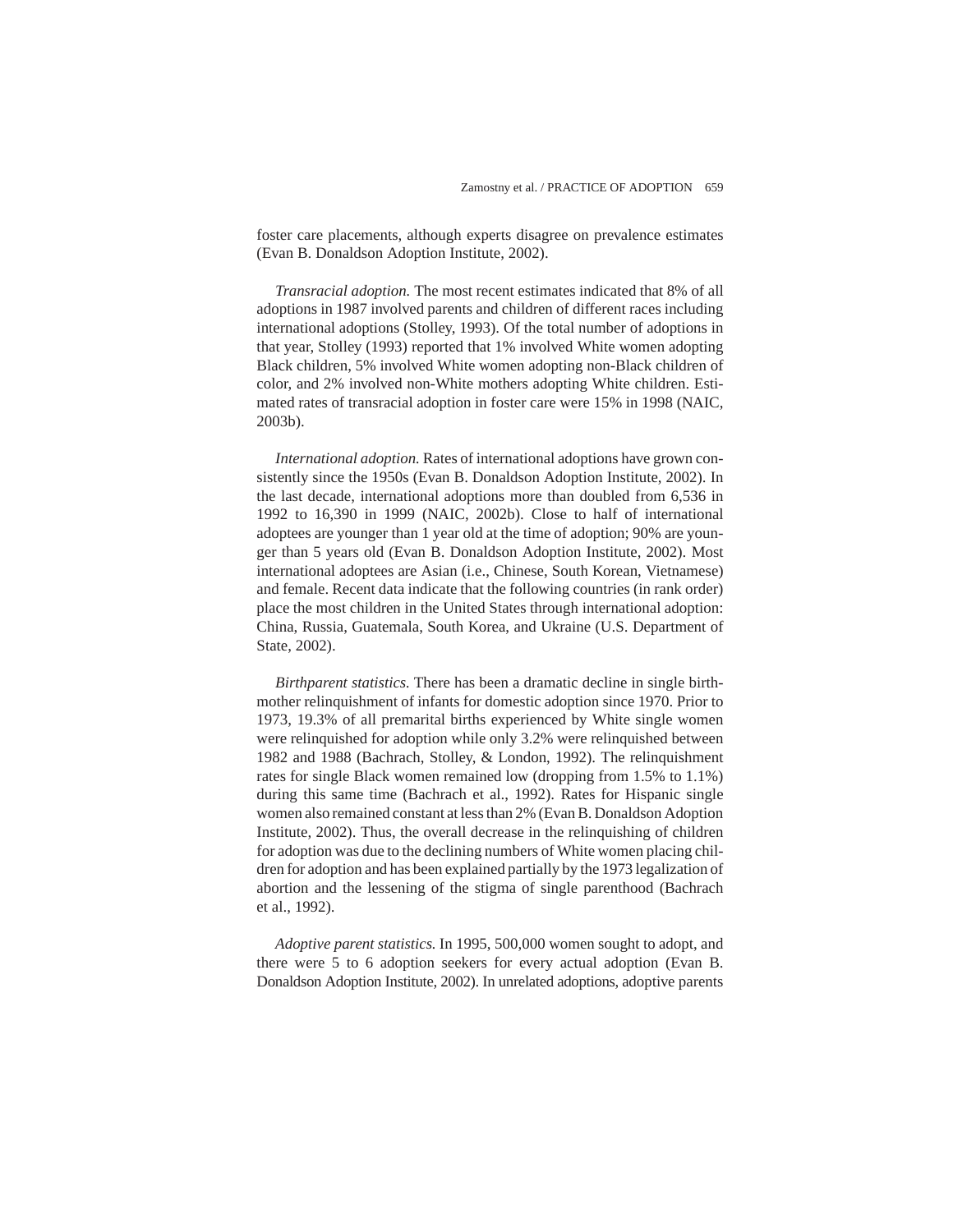foster care placements, although experts disagree on prevalence estimates (Evan B. Donaldson Adoption Institute, 2002).

*Transracial adoption.* The most recent estimates indicated that 8% of all adoptions in 1987 involved parents and children of different races including international adoptions (Stolley, 1993). Of the total number of adoptions in that year, Stolley (1993) reported that 1% involved White women adopting Black children, 5% involved White women adopting non-Black children of color, and 2% involved non-White mothers adopting White children. Estimated rates of transracial adoption in foster care were 15% in 1998 (NAIC, 2003b).

*International adoption.* Rates of international adoptions have grown consistently since the 1950s (Evan B. Donaldson Adoption Institute, 2002). In the last decade, international adoptions more than doubled from 6,536 in 1992 to 16,390 in 1999 (NAIC, 2002b). Close to half of international adoptees are younger than 1 year old at the time of adoption; 90% are younger than 5 years old (Evan B. Donaldson Adoption Institute, 2002). Most international adoptees are Asian (i.e., Chinese, South Korean, Vietnamese) and female. Recent data indicate that the following countries (in rank order) place the most children in the United States through international adoption: China, Russia, Guatemala, South Korea, and Ukraine (U.S. Department of State, 2002).

*Birthparent statistics.* There has been a dramatic decline in single birthmother relinquishment of infants for domestic adoption since 1970. Prior to 1973, 19.3% of all premarital births experienced by White single women were relinquished for adoption while only 3.2% were relinquished between 1982 and 1988 (Bachrach, Stolley, & London, 1992). The relinquishment rates for single Black women remained low (dropping from 1.5% to 1.1%) during this same time (Bachrach et al., 1992). Rates for Hispanic single women also remained constant at less than 2% (Evan B. Donaldson Adoption Institute, 2002). Thus, the overall decrease in the relinquishing of children for adoption was due to the declining numbers of White women placing children for adoption and has been explained partially by the 1973 legalization of abortion and the lessening of the stigma of single parenthood (Bachrach et al., 1992).

*Adoptive parent statistics.* In 1995, 500,000 women sought to adopt, and there were 5 to 6 adoption seekers for every actual adoption (Evan B. Donaldson Adoption Institute, 2002). In unrelated adoptions, adoptive parents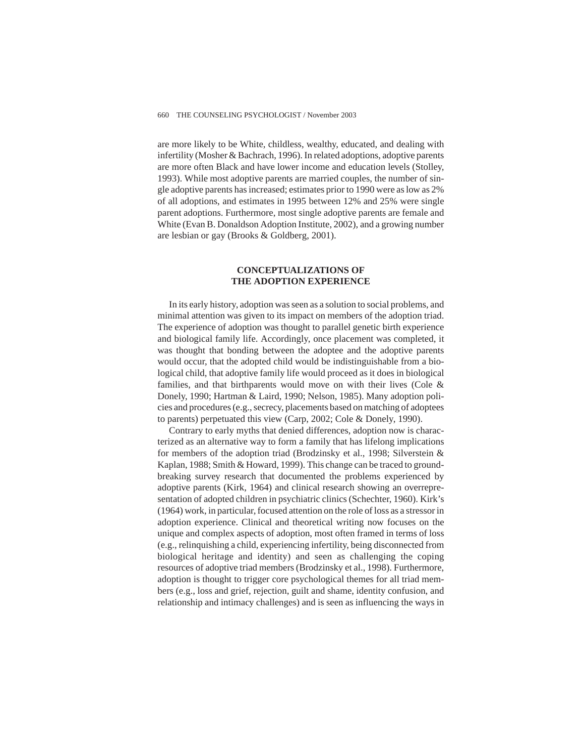are more likely to be White, childless, wealthy, educated, and dealing with infertility (Mosher & Bachrach, 1996). In related adoptions, adoptive parents are more often Black and have lower income and education levels (Stolley, 1993). While most adoptive parents are married couples, the number of single adoptive parents has increased; estimates prior to 1990 were as low as 2% of all adoptions, and estimates in 1995 between 12% and 25% were single parent adoptions. Furthermore, most single adoptive parents are female and White (Evan B. Donaldson Adoption Institute, 2002), and a growing number are lesbian or gay (Brooks & Goldberg, 2001).

## CONCEPTUALIZATIONS OF THE ADOPTION EXPERIENCE

In its early history, adoption was seen as a solution to social problems, and minimal attention was given to its impact on members of the adoption triad. The experience of adoption was thought to parallel genetic birth experience and biological family life. Accordingly, once placement was completed, it was thought that bonding between the adoptee and the adoptive parents would occur, that the adopted child would be indistinguishable from a biological child, that adoptive family life would proceed as it does in biological families, and that birthparents would move on with their lives (Cole & Donely, 1990; Hartman & Laird, 1990; Nelson, 1985). Many adoption policies and procedures (e.g., secrecy, placements based on matching of adoptees to parents) perpetuated this view (Carp, 2002; Cole & Donely, 1990).

Contrary to early myths that denied differences, adoption now is characterized as an alternative way to form a family that has lifelong implications for members of the adoption triad (Brodzinsky et al., 1998; Silverstein & Kaplan, 1988; Smith & Howard, 1999). This change can be traced to groundbreaking survey research that documented the problems experienced by adoptive parents (Kirk, 1964) and clinical research showing an overrepresentation of adopted children in psychiatric clinics (Schechter, 1960). Kirk's (1964) work, in particular, focused attention on the role of loss as a stressor in adoption experience. Clinical and theoretical writing now focuses on the unique and complex aspects of adoption, most often framed in terms of loss (e.g., relinquishing a child, experiencing infertility, being disconnected from biological heritage and identity) and seen as challenging the coping resources of adoptive triad members (Brodzinsky et al., 1998). Furthermore, adoption is thought to trigger core psychological themes for all triad members (e.g., loss and grief, rejection, guilt and shame, identity confusion, and relationship and intimacy challenges) and is seen as influencing the ways in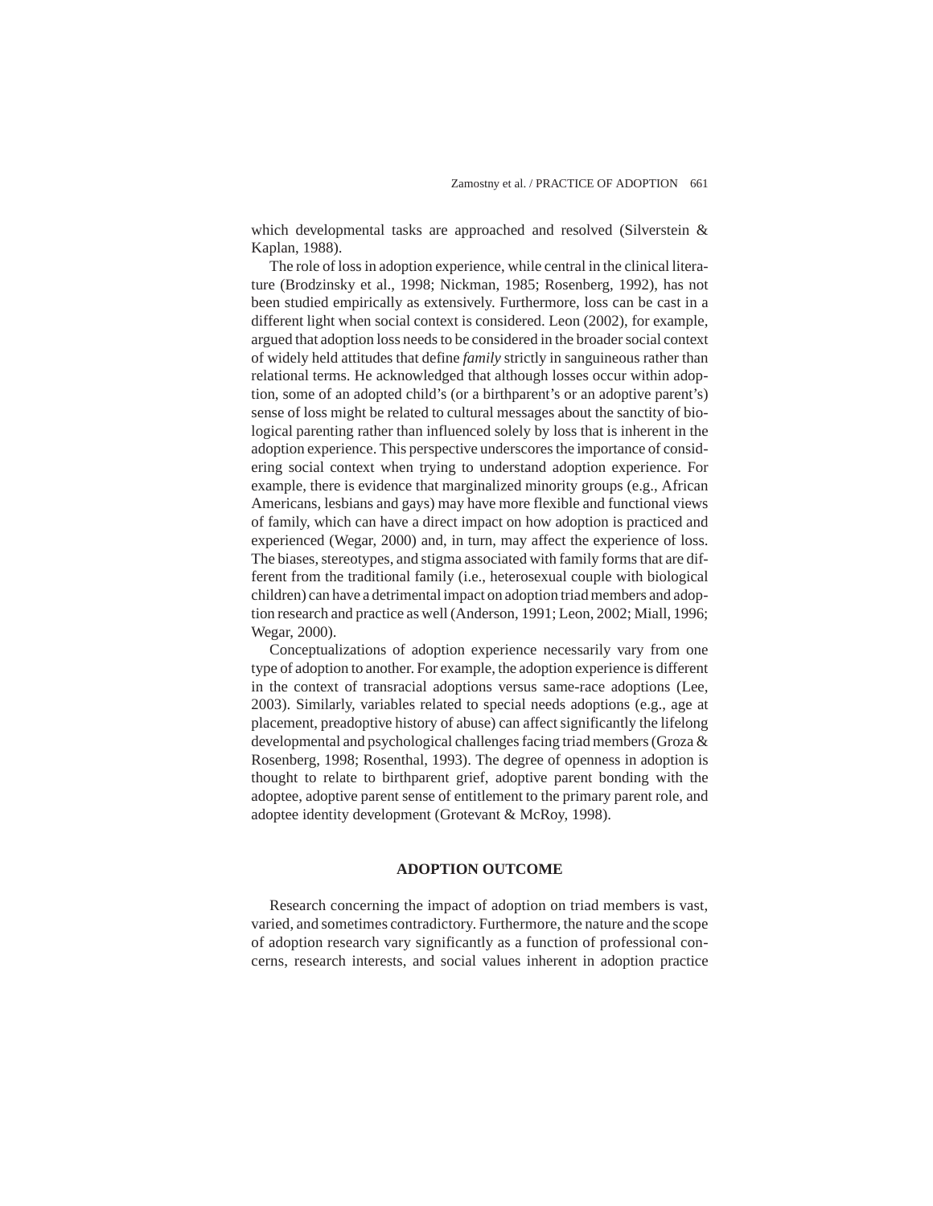which developmental tasks are approached and resolved (Silverstein & Kaplan, 1988).

The role of loss in adoption experience, while central in the clinical literature (Brodzinsky et al., 1998; Nickman, 1985; Rosenberg, 1992), has not been studied empirically as extensively. Furthermore, loss can be cast in a different light when social context is considered. Leon (2002), for example, argued that adoption loss needs to be considered in the broader social context of widely held attitudes that define *family* strictly in sanguineous rather than relational terms. He acknowledged that although losses occur within adoption, some of an adopted child's (or a birthparent's or an adoptive parent's) sense of loss might be related to cultural messages about the sanctity of biological parenting rather than influenced solely by loss that is inherent in the adoption experience. This perspective underscores the importance of considering social context when trying to understand adoption experience. For example, there is evidence that marginalized minority groups (e.g., African Americans, lesbians and gays) may have more flexible and functional views of family, which can have a direct impact on how adoption is practiced and experienced (Wegar, 2000) and, in turn, may affect the experience of loss. The biases, stereotypes, and stigma associated with family forms that are different from the traditional family (i.e., heterosexual couple with biological children) can have a detrimental impact on adoption triad members and adoption research and practice as well (Anderson, 1991; Leon, 2002; Miall, 1996; Wegar, 2000).

Conceptualizations of adoption experience necessarily vary from one type of adoption to another. For example, the adoption experience is different in the context of transracial adoptions versus same-race adoptions (Lee, 2003). Similarly, variables related to special needs adoptions (e.g., age at placement, preadoptive history of abuse) can affect significantly the lifelong developmental and psychological challenges facing triad members (Groza & Rosenberg, 1998; Rosenthal, 1993). The degree of openness in adoption is thought to relate to birthparent grief, adoptive parent bonding with the adoptee, adoptive parent sense of entitlement to the primary parent role, and adoptee identity development (Grotevant & McRoy, 1998).

## ADOPTION OUTCOME

Research concerning the impact of adoption on triad members is vast, varied, and sometimes contradictory. Furthermore, the nature and the scope of adoption research vary significantly as a function of professional concerns, research interests, and social values inherent in adoption practice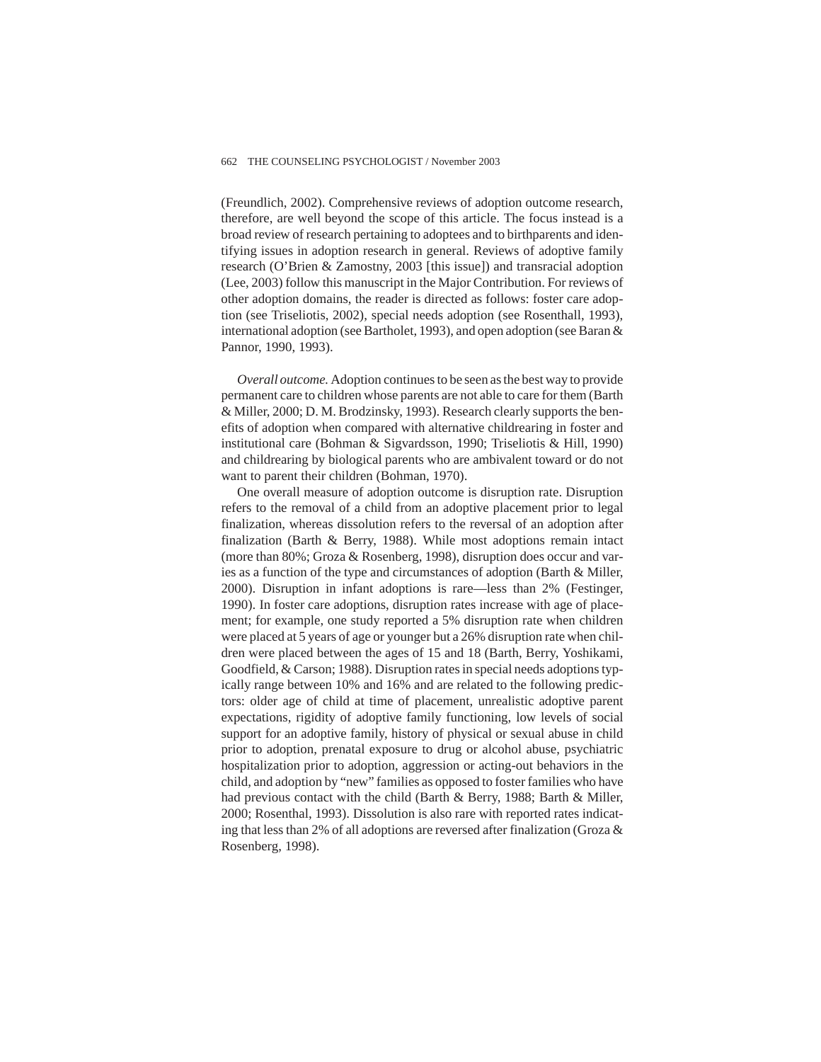(Freundlich, 2002). Comprehensive reviews of adoption outcome research, therefore, are well beyond the scope of this article. The focus instead is a broad review of research pertaining to adoptees and to birthparents and identifying issues in adoption research in general. Reviews of adoptive family research (O'Brien & Zamostny, 2003 [this issue]) and transracial adoption (Lee, 2003) follow this manuscript in the Major Contribution. For reviews of other adoption domains, the reader is directed as follows: foster care adoption (see Triseliotis, 2002), special needs adoption (see Rosenthall, 1993), international adoption (see Bartholet, 1993), and open adoption (see Baran & Pannor, 1990, 1993).

*Overall outcome.* Adoption continues to be seen as the best way to provide permanent care to children whose parents are not able to care for them (Barth & Miller, 2000; D. M. Brodzinsky, 1993). Research clearly supports the benefits of adoption when compared with alternative childrearing in foster and institutional care (Bohman & Sigvardsson, 1990; Triseliotis & Hill, 1990) and childrearing by biological parents who are ambivalent toward or do not want to parent their children (Bohman, 1970).

One overall measure of adoption outcome is disruption rate. Disruption refers to the removal of a child from an adoptive placement prior to legal finalization, whereas dissolution refers to the reversal of an adoption after finalization (Barth & Berry, 1988). While most adoptions remain intact (more than 80%; Groza & Rosenberg, 1998), disruption does occur and varies as a function of the type and circumstances of adoption (Barth & Miller, 2000). Disruption in infant adoptions is rare—less than 2% (Festinger, 1990). In foster care adoptions, disruption rates increase with age of placement; for example, one study reported a 5% disruption rate when children were placed at 5 years of age or younger but a 26% disruption rate when children were placed between the ages of 15 and 18 (Barth, Berry, Yoshikami, Goodfield, & Carson; 1988). Disruption rates in special needs adoptions typically range between 10% and 16% and are related to the following predictors: older age of child at time of placement, unrealistic adoptive parent expectations, rigidity of adoptive family functioning, low levels of social support for an adoptive family, history of physical or sexual abuse in child prior to adoption, prenatal exposure to drug or alcohol abuse, psychiatric hospitalization prior to adoption, aggression or acting-out behaviors in the child, and adoption by "new" families as opposed to foster families who have had previous contact with the child (Barth & Berry, 1988; Barth & Miller, 2000; Rosenthal, 1993). Dissolution is also rare with reported rates indicating that less than 2% of all adoptions are reversed after finalization (Groza & Rosenberg, 1998).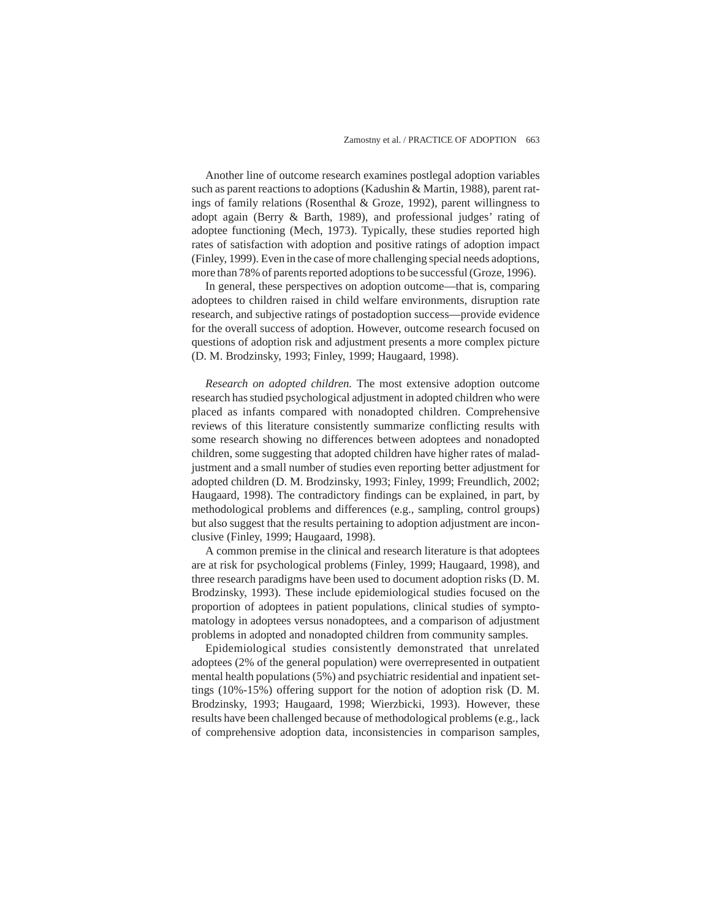Another line of outcome research examines postlegal adoption variables such as parent reactions to adoptions (Kadushin & Martin, 1988), parent ratings of family relations (Rosenthal & Groze, 1992), parent willingness to adopt again (Berry & Barth, 1989), and professional judges' rating of adoptee functioning (Mech, 1973). Typically, these studies reported high rates of satisfaction with adoption and positive ratings of adoption impact (Finley, 1999). Even in the case of more challenging special needs adoptions, more than 78% of parents reported adoptions to be successful (Groze, 1996).

In general, these perspectives on adoption outcome—that is, comparing adoptees to children raised in child welfare environments, disruption rate research, and subjective ratings of postadoption success—provide evidence for the overall success of adoption. However, outcome research focused on questions of adoption risk and adjustment presents a more complex picture (D. M. Brodzinsky, 1993; Finley, 1999; Haugaard, 1998).

*Research on adopted children.* The most extensive adoption outcome research has studied psychological adjustment in adopted children who were placed as infants compared with nonadopted children. Comprehensive reviews of this literature consistently summarize conflicting results with some research showing no differences between adoptees and nonadopted children, some suggesting that adopted children have higher rates of maladjustment and a small number of studies even reporting better adjustment for adopted children (D. M. Brodzinsky, 1993; Finley, 1999; Freundlich, 2002; Haugaard, 1998). The contradictory findings can be explained, in part, by methodological problems and differences (e.g., sampling, control groups) but also suggest that the results pertaining to adoption adjustment are inconclusive (Finley, 1999; Haugaard, 1998).

A common premise in the clinical and research literature is that adoptees are at risk for psychological problems (Finley, 1999; Haugaard, 1998), and three research paradigms have been used to document adoption risks (D. M. Brodzinsky, 1993). These include epidemiological studies focused on the proportion of adoptees in patient populations, clinical studies of symptomatology in adoptees versus nonadoptees, and a comparison of adjustment problems in adopted and nonadopted children from community samples.

Epidemiological studies consistently demonstrated that unrelated adoptees (2% of the general population) were overrepresented in outpatient mental health populations (5%) and psychiatric residential and inpatient settings (10%-15%) offering support for the notion of adoption risk (D. M. Brodzinsky, 1993; Haugaard, 1998; Wierzbicki, 1993). However, these results have been challenged because of methodological problems (e.g., lack of comprehensive adoption data, inconsistencies in comparison samples,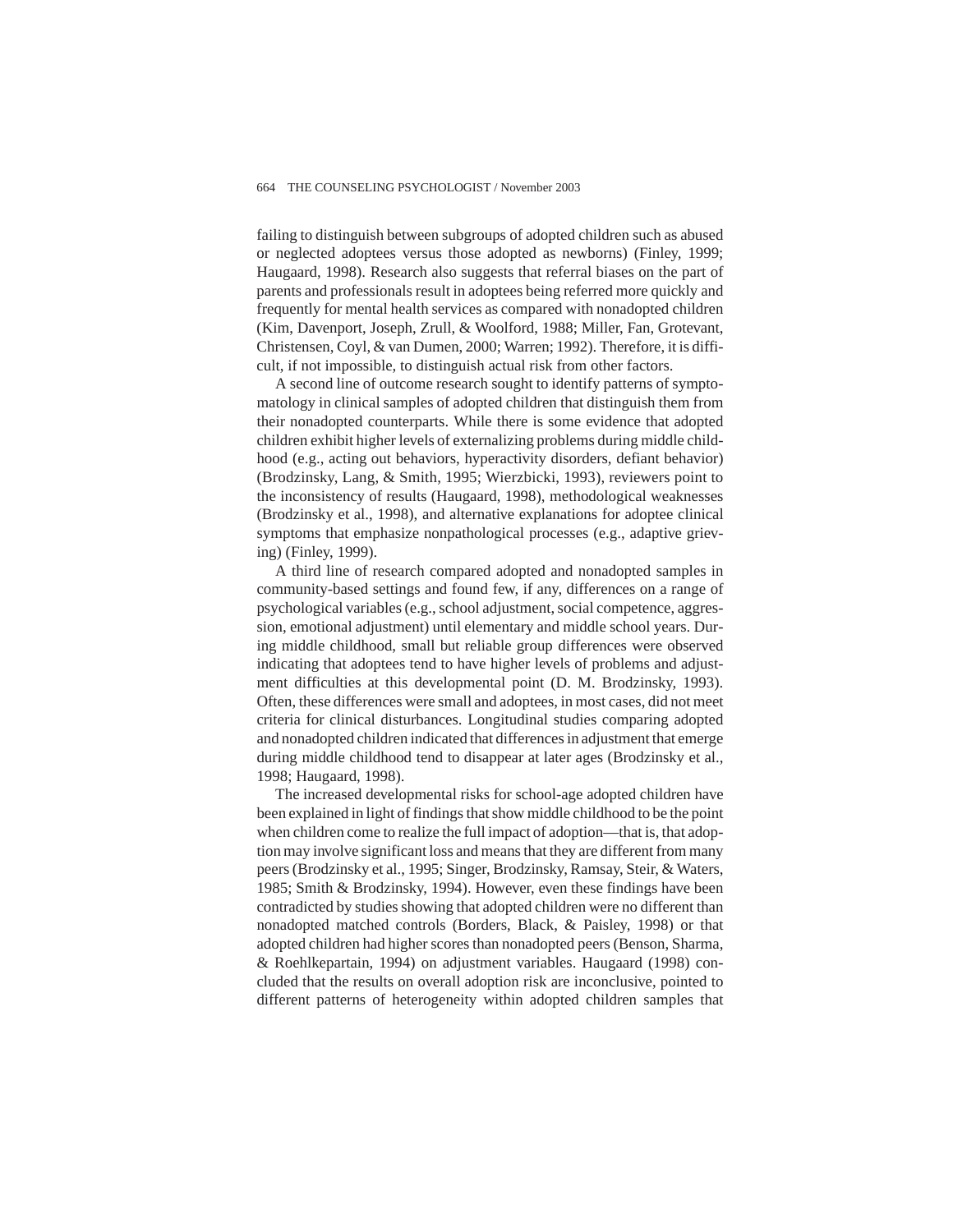failing to distinguish between subgroups of adopted children such as abused or neglected adoptees versus those adopted as newborns) (Finley, 1999; Haugaard, 1998). Research also suggests that referral biases on the part of parents and professionals result in adoptees being referred more quickly and frequently for mental health services as compared with nonadopted children (Kim, Davenport, Joseph, Zrull, & Woolford, 1988; Miller, Fan, Grotevant, Christensen, Coyl, & van Dumen, 2000; Warren; 1992). Therefore, it is difficult, if not impossible, to distinguish actual risk from other factors.

A second line of outcome research sought to identify patterns of symptomatology in clinical samples of adopted children that distinguish them from their nonadopted counterparts. While there is some evidence that adopted children exhibit higher levels of externalizing problems during middle childhood (e.g., acting out behaviors, hyperactivity disorders, defiant behavior) (Brodzinsky, Lang, & Smith, 1995; Wierzbicki, 1993), reviewers point to the inconsistency of results (Haugaard, 1998), methodological weaknesses (Brodzinsky et al., 1998), and alternative explanations for adoptee clinical symptoms that emphasize nonpathological processes (e.g., adaptive grieving) (Finley, 1999).

A third line of research compared adopted and nonadopted samples in community-based settings and found few, if any, differences on a range of psychological variables (e.g., school adjustment, social competence, aggression, emotional adjustment) until elementary and middle school years. During middle childhood, small but reliable group differences were observed indicating that adoptees tend to have higher levels of problems and adjustment difficulties at this developmental point (D. M. Brodzinsky, 1993). Often, these differences were small and adoptees, in most cases, did not meet criteria for clinical disturbances. Longitudinal studies comparing adopted and nonadopted children indicated that differences in adjustment that emerge during middle childhood tend to disappear at later ages (Brodzinsky et al., 1998; Haugaard, 1998).

The increased developmental risks for school-age adopted children have been explained in light of findings that show middle childhood to be the point when children come to realize the full impact of adoption—that is, that adoption may involve significant loss and means that they are different from many peers (Brodzinsky et al., 1995; Singer, Brodzinsky, Ramsay, Steir, & Waters, 1985; Smith & Brodzinsky, 1994). However, even these findings have been contradicted by studies showing that adopted children were no different than nonadopted matched controls (Borders, Black, & Paisley, 1998) or that adopted children had higher scores than nonadopted peers (Benson, Sharma, & Roehlkepartain, 1994) on adjustment variables. Haugaard (1998) concluded that the results on overall adoption risk are inconclusive, pointed to different patterns of heterogeneity within adopted children samples that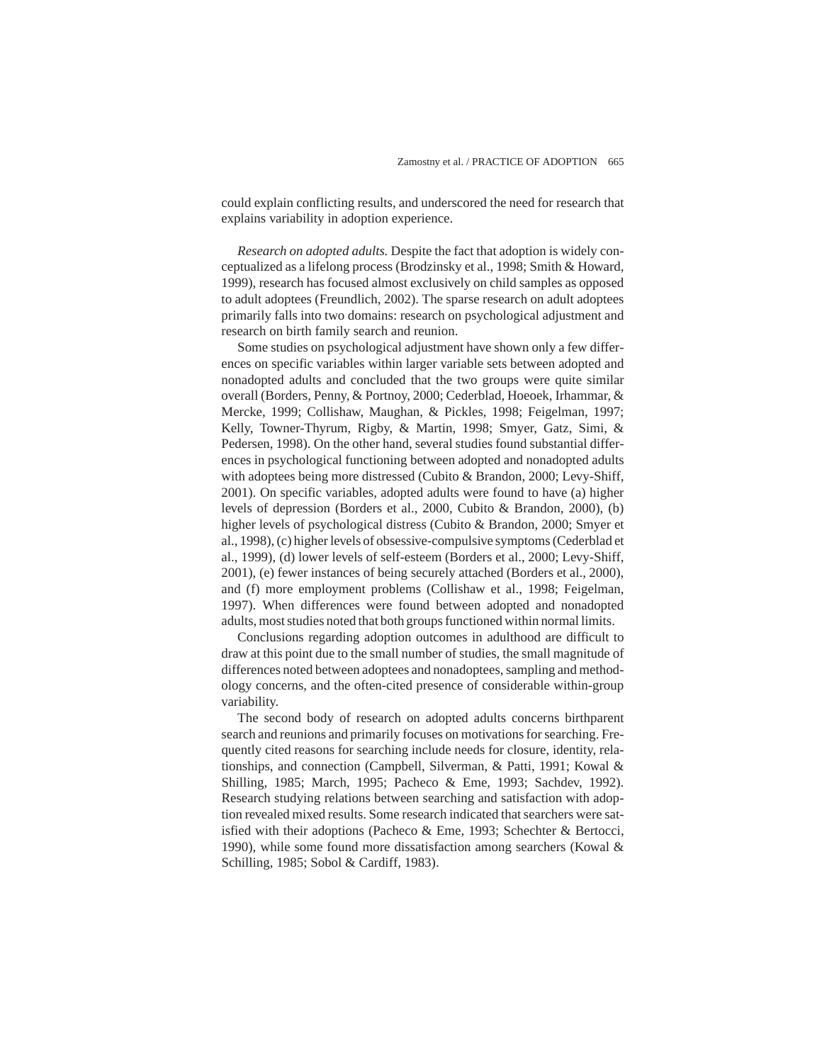could explain conflicting results, and underscored the need for research that explains variability in adoption experience.

*Research on adopted adults.* Despite the fact that adoption is widely conceptualized as a lifelong process (Brodzinsky et al., 1998; Smith & Howard, 1999), research has focused almost exclusively on child samples as opposed to adult adoptees (Freundlich, 2002). The sparse research on adult adoptees primarily falls into two domains: research on psychological adjustment and research on birth family search and reunion.

Some studies on psychological adjustment have shown only a few differences on specific variables within larger variable sets between adopted and nonadopted adults and concluded that the two groups were quite similar overall (Borders, Penny, & Portnoy, 2000; Cederblad, Hoeoek, Irhammar, & Mercke, 1999; Collishaw, Maughan, & Pickles, 1998; Feigelman, 1997; Kelly, Towner-Thyrum, Rigby, & Martin, 1998; Smyer, Gatz, Simi, & Pedersen, 1998). On the other hand, several studies found substantial differences in psychological functioning between adopted and nonadopted adults with adoptees being more distressed (Cubito & Brandon, 2000; Levy-Shiff, 2001). On specific variables, adopted adults were found to have (a) higher levels of depression (Borders et al., 2000, Cubito & Brandon, 2000), (b) higher levels of psychological distress (Cubito & Brandon, 2000; Smyer et al., 1998), (c) higher levels of obsessive-compulsive symptoms (Cederblad et al., 1999), (d) lower levels of self-esteem (Borders et al., 2000; Levy-Shiff, 2001), (e) fewer instances of being securely attached (Borders et al., 2000), and (f) more employment problems (Collishaw et al., 1998; Feigelman, 1997). When differences were found between adopted and nonadopted adults, most studies noted that both groups functioned within normal limits.

Conclusions regarding adoption outcomes in adulthood are difficult to draw at this point due to the small number of studies, the small magnitude of differences noted between adoptees and nonadoptees, sampling and methodology concerns, and the often-cited presence of considerable within-group variability.

The second body of research on adopted adults concerns birthparent search and reunions and primarily focuses on motivations for searching. Frequently cited reasons for searching include needs for closure, identity, relationships, and connection (Campbell, Silverman, & Patti, 1991; Kowal & Shilling, 1985; March, 1995; Pacheco & Eme, 1993; Sachdev, 1992). Research studying relations between searching and satisfaction with adoption revealed mixed results. Some research indicated that searchers were satisfied with their adoptions (Pacheco & Eme, 1993; Schechter & Bertocci, 1990), while some found more dissatisfaction among searchers (Kowal & Schilling, 1985; Sobol & Cardiff, 1983).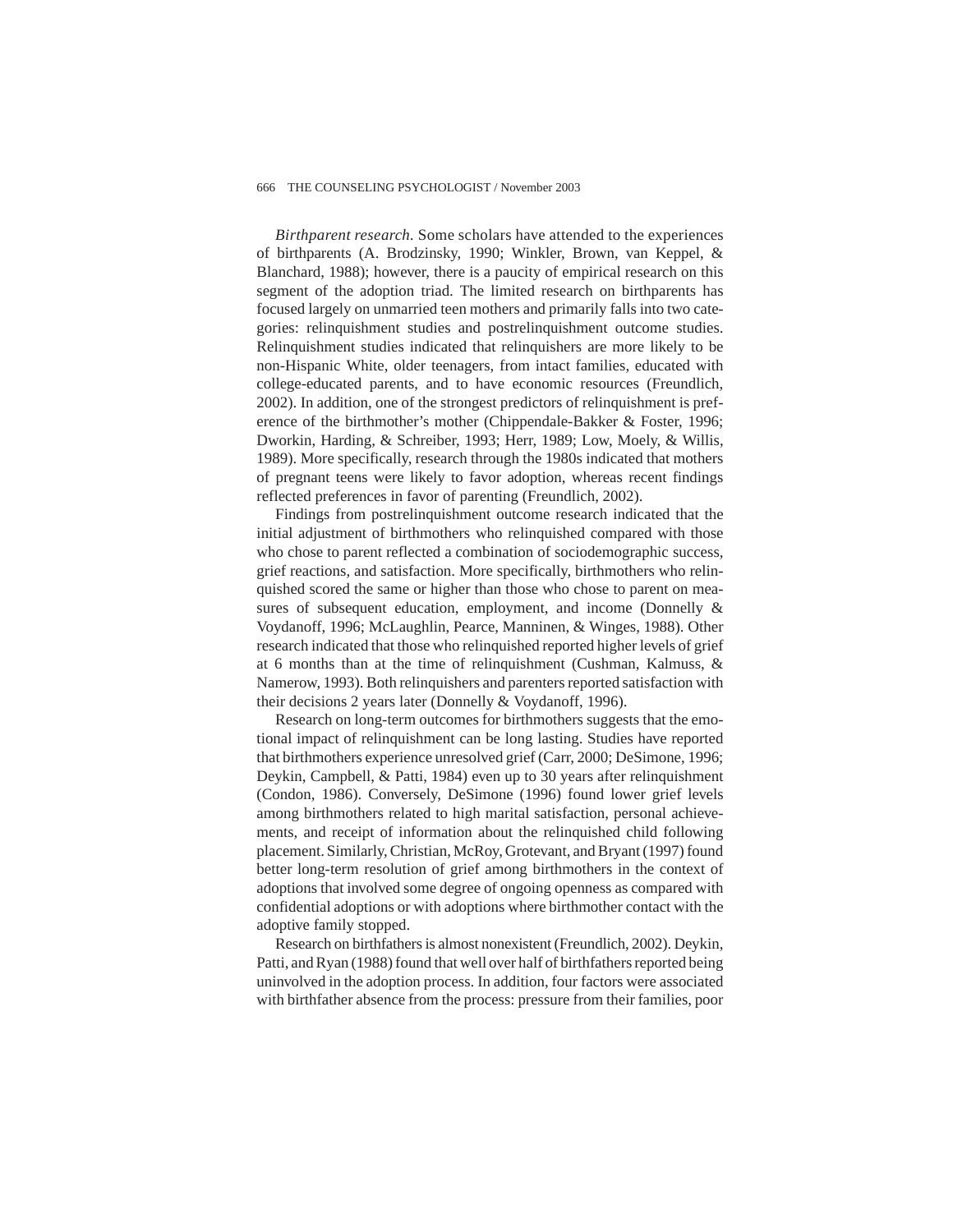*Birthparent research.* Some scholars have attended to the experiences of birthparents (A. Brodzinsky, 1990; Winkler, Brown, van Keppel, & Blanchard, 1988); however, there is a paucity of empirical research on this segment of the adoption triad. The limited research on birthparents has focused largely on unmarried teen mothers and primarily falls into two categories: relinquishment studies and postrelinquishment outcome studies. Relinquishment studies indicated that relinquishers are more likely to be non-Hispanic White, older teenagers, from intact families, educated with college-educated parents, and to have economic resources (Freundlich, 2002). In addition, one of the strongest predictors of relinquishment is preference of the birthmother's mother (Chippendale-Bakker & Foster, 1996; Dworkin, Harding, & Schreiber, 1993; Herr, 1989; Low, Moely, & Willis, 1989). More specifically, research through the 1980s indicated that mothers of pregnant teens were likely to favor adoption, whereas recent findings reflected preferences in favor of parenting (Freundlich, 2002).

Findings from postrelinquishment outcome research indicated that the initial adjustment of birthmothers who relinquished compared with those who chose to parent reflected a combination of sociodemographic success, grief reactions, and satisfaction. More specifically, birthmothers who relinquished scored the same or higher than those who chose to parent on measures of subsequent education, employment, and income (Donnelly & Voydanoff, 1996; McLaughlin, Pearce, Manninen, & Winges, 1988). Other research indicated that those who relinquished reported higher levels of grief at 6 months than at the time of relinquishment (Cushman, Kalmuss, & Namerow, 1993). Both relinquishers and parenters reported satisfaction with their decisions 2 years later (Donnelly & Voydanoff, 1996).

Research on long-term outcomes for birthmothers suggests that the emotional impact of relinquishment can be long lasting. Studies have reported that birthmothers experience unresolved grief (Carr, 2000; DeSimone, 1996; Deykin, Campbell, & Patti, 1984) even up to 30 years after relinquishment (Condon, 1986). Conversely, DeSimone (1996) found lower grief levels among birthmothers related to high marital satisfaction, personal achievements, and receipt of information about the relinquished child following placement. Similarly, Christian, McRoy, Grotevant, and Bryant (1997) found better long-term resolution of grief among birthmothers in the context of adoptions that involved some degree of ongoing openness as compared with confidential adoptions or with adoptions where birthmother contact with the adoptive family stopped.

Research on birthfathers is almost nonexistent (Freundlich, 2002). Deykin, Patti, and Ryan (1988) found that well over half of birthfathers reported being uninvolved in the adoption process. In addition, four factors were associated with birthfather absence from the process: pressure from their families, poor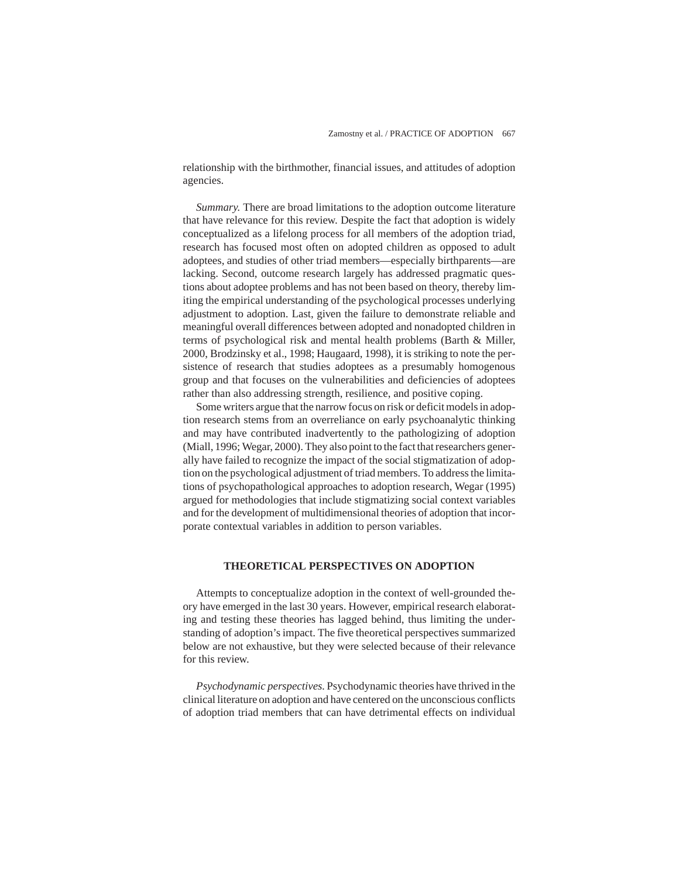relationship with the birthmother, financial issues, and attitudes of adoption agencies.

*Summary.* There are broad limitations to the adoption outcome literature that have relevance for this review. Despite the fact that adoption is widely conceptualized as a lifelong process for all members of the adoption triad, research has focused most often on adopted children as opposed to adult adoptees, and studies of other triad members—especially birthparents—are lacking. Second, outcome research largely has addressed pragmatic questions about adoptee problems and has not been based on theory, thereby limiting the empirical understanding of the psychological processes underlying adjustment to adoption. Last, given the failure to demonstrate reliable and meaningful overall differences between adopted and nonadopted children in terms of psychological risk and mental health problems (Barth & Miller, 2000, Brodzinsky et al., 1998; Haugaard, 1998), it is striking to note the persistence of research that studies adoptees as a presumably homogenous group and that focuses on the vulnerabilities and deficiencies of adoptees rather than also addressing strength, resilience, and positive coping.

Some writers argue that the narrow focus on risk or deficit models in adoption research stems from an overreliance on early psychoanalytic thinking and may have contributed inadvertently to the pathologizing of adoption (Miall, 1996; Wegar, 2000). They also point to the fact that researchers generally have failed to recognize the impact of the social stigmatization of adoption on the psychological adjustment of triad members. To address the limitations of psychopathological approaches to adoption research, Wegar (1995) argued for methodologies that include stigmatizing social context variables and for the development of multidimensional theories of adoption that incorporate contextual variables in addition to person variables.

## THEORETICAL PERSPECTIVES ON ADOPTION

Attempts to conceptualize adoption in the context of well-grounded theory have emerged in the last 30 years. However, empirical research elaborating and testing these theories has lagged behind, thus limiting the understanding of adoption's impact. The five theoretical perspectives summarized below are not exhaustive, but they were selected because of their relevance for this review.

*Psychodynamic perspectives.* Psychodynamic theories have thrived in the clinical literature on adoption and have centered on the unconscious conflicts of adoption triad members that can have detrimental effects on individual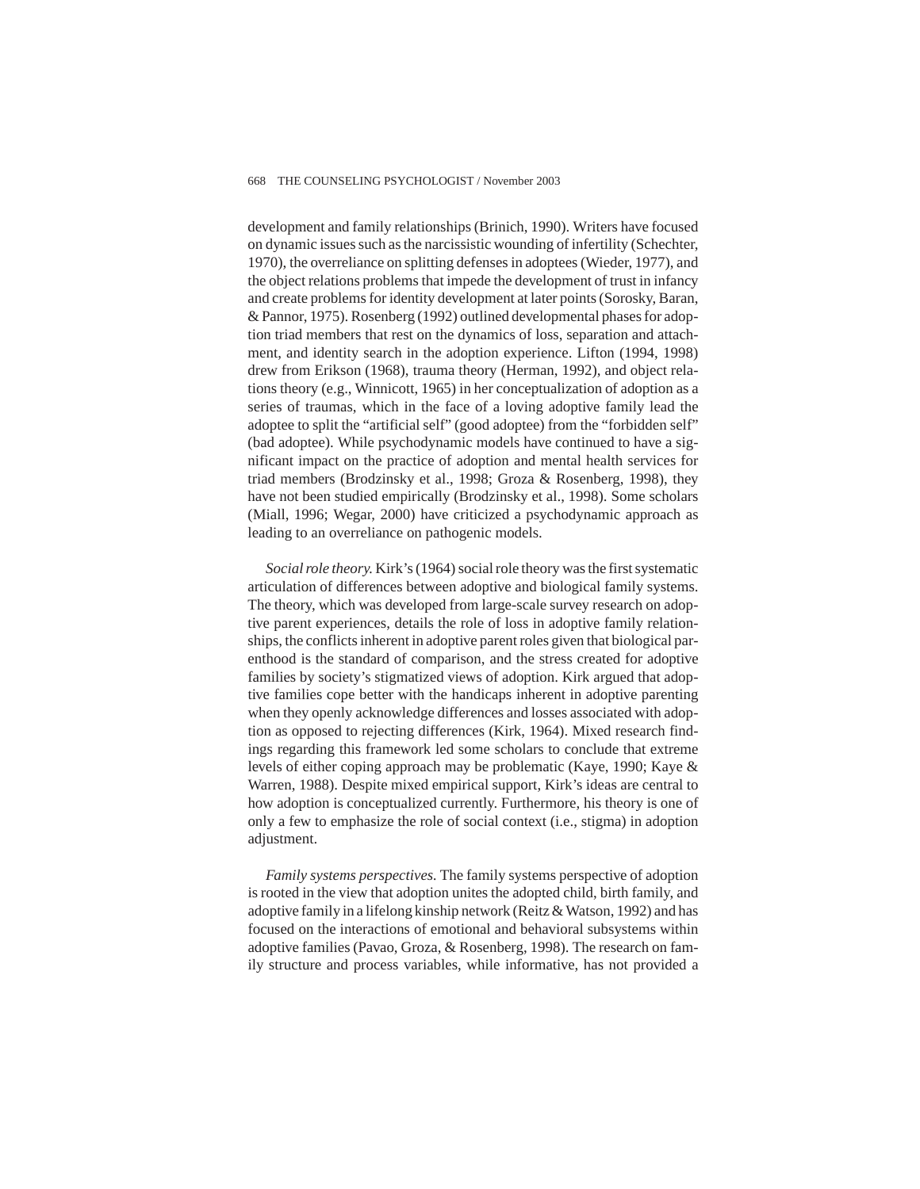development and family relationships (Brinich, 1990). Writers have focused on dynamic issues such as the narcissistic wounding of infertility (Schechter, 1970), the overreliance on splitting defenses in adoptees (Wieder, 1977), and the object relations problems that impede the development of trust in infancy and create problems for identity development at later points (Sorosky, Baran, & Pannor, 1975). Rosenberg (1992) outlined developmental phases for adoption triad members that rest on the dynamics of loss, separation and attachment, and identity search in the adoption experience. Lifton (1994, 1998) drew from Erikson (1968), trauma theory (Herman, 1992), and object relations theory (e.g., Winnicott, 1965) in her conceptualization of adoption as a series of traumas, which in the face of a loving adoptive family lead the adoptee to split the "artificial self" (good adoptee) from the "forbidden self" (bad adoptee). While psychodynamic models have continued to have a significant impact on the practice of adoption and mental health services for triad members (Brodzinsky et al., 1998; Groza & Rosenberg, 1998), they have not been studied empirically (Brodzinsky et al., 1998). Some scholars (Miall, 1996; Wegar, 2000) have criticized a psychodynamic approach as leading to an overreliance on pathogenic models.

*Social role theory.* Kirk's (1964) social role theory was the first systematic articulation of differences between adoptive and biological family systems. The theory, which was developed from large-scale survey research on adoptive parent experiences, details the role of loss in adoptive family relationships, the conflicts inherent in adoptive parent roles given that biological parenthood is the standard of comparison, and the stress created for adoptive families by society's stigmatized views of adoption. Kirk argued that adoptive families cope better with the handicaps inherent in adoptive parenting when they openly acknowledge differences and losses associated with adoption as opposed to rejecting differences (Kirk, 1964). Mixed research findings regarding this framework led some scholars to conclude that extreme levels of either coping approach may be problematic (Kaye, 1990; Kaye & Warren, 1988). Despite mixed empirical support, Kirk's ideas are central to how adoption is conceptualized currently. Furthermore, his theory is one of only a few to emphasize the role of social context (i.e., stigma) in adoption adjustment.

*Family systems perspectives.* The family systems perspective of adoption is rooted in the view that adoption unites the adopted child, birth family, and adoptive family in a lifelong kinship network (Reitz & Watson, 1992) and has focused on the interactions of emotional and behavioral subsystems within adoptive families (Pavao, Groza, & Rosenberg, 1998). The research on family structure and process variables, while informative, has not provided a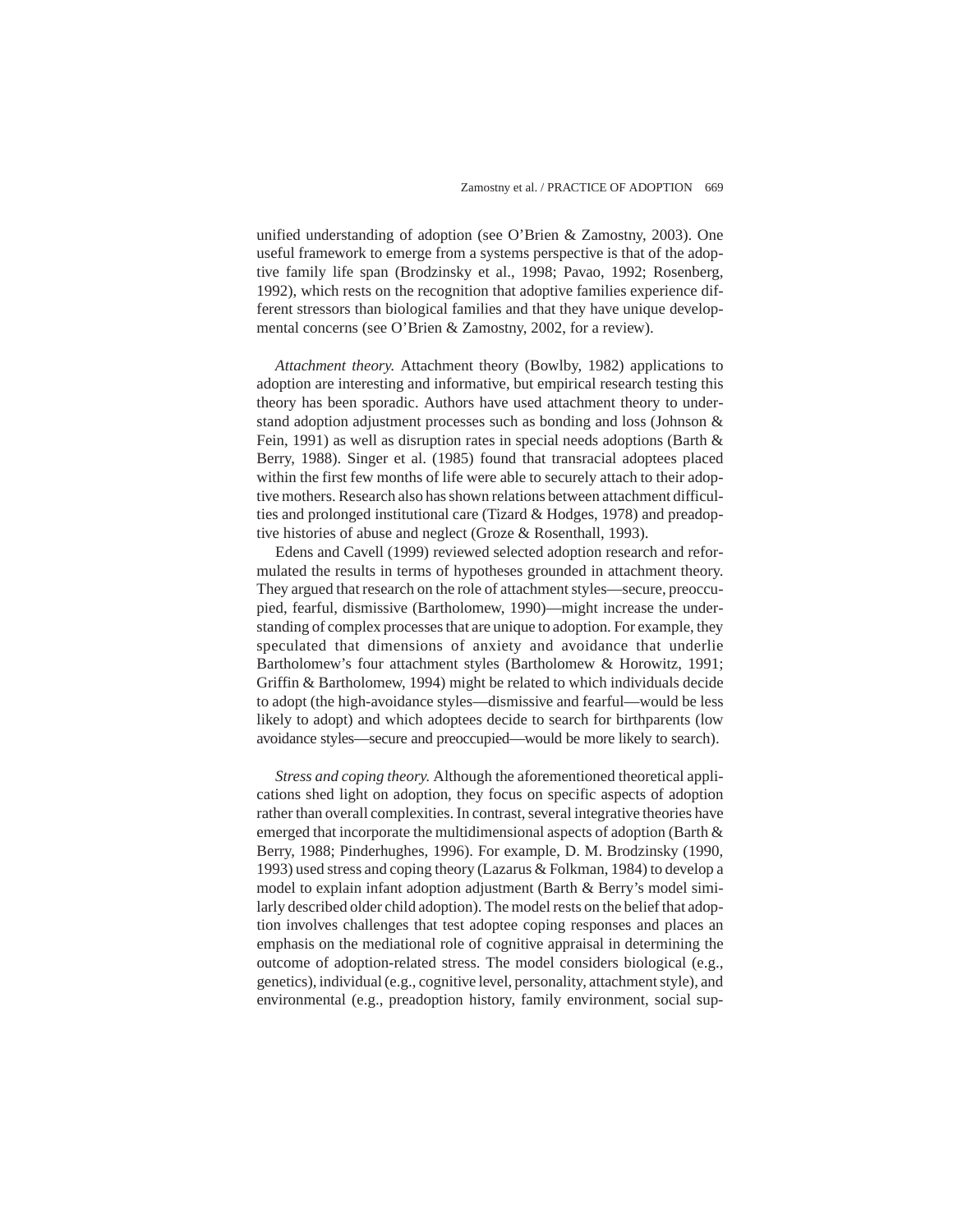unified understanding of adoption (see O'Brien & Zamostny, 2003). One useful framework to emerge from a systems perspective is that of the adoptive family life span (Brodzinsky et al., 1998; Pavao, 1992; Rosenberg, 1992), which rests on the recognition that adoptive families experience different stressors than biological families and that they have unique developmental concerns (see O'Brien & Zamostny, 2002, for a review).

*Attachment theory.* Attachment theory (Bowlby, 1982) applications to adoption are interesting and informative, but empirical research testing this theory has been sporadic. Authors have used attachment theory to understand adoption adjustment processes such as bonding and loss (Johnson & Fein, 1991) as well as disruption rates in special needs adoptions (Barth & Berry, 1988). Singer et al. (1985) found that transracial adoptees placed within the first few months of life were able to securely attach to their adoptive mothers. Research also has shown relations between attachment difficulties and prolonged institutional care (Tizard & Hodges, 1978) and preadoptive histories of abuse and neglect (Groze & Rosenthall, 1993).

Edens and Cavell (1999) reviewed selected adoption research and reformulated the results in terms of hypotheses grounded in attachment theory. They argued that research on the role of attachment styles—secure, preoccupied, fearful, dismissive (Bartholomew, 1990)—might increase the understanding of complex processes that are unique to adoption. For example, they speculated that dimensions of anxiety and avoidance that underlie Bartholomew's four attachment styles (Bartholomew & Horowitz, 1991; Griffin & Bartholomew, 1994) might be related to which individuals decide to adopt (the high-avoidance styles—dismissive and fearful—would be less likely to adopt) and which adoptees decide to search for birthparents (low avoidance styles—secure and preoccupied—would be more likely to search).

*Stress and coping theory.* Although the aforementioned theoretical applications shed light on adoption, they focus on specific aspects of adoption rather than overall complexities. In contrast, several integrative theories have emerged that incorporate the multidimensional aspects of adoption (Barth & Berry, 1988; Pinderhughes, 1996). For example, D. M. Brodzinsky (1990, 1993) used stress and coping theory (Lazarus & Folkman, 1984) to develop a model to explain infant adoption adjustment (Barth & Berry's model similarly described older child adoption). The model rests on the belief that adoption involves challenges that test adoptee coping responses and places an emphasis on the mediational role of cognitive appraisal in determining the outcome of adoption-related stress. The model considers biological (e.g., genetics), individual (e.g., cognitive level, personality, attachment style), and environmental (e.g., preadoption history, family environment, social sup-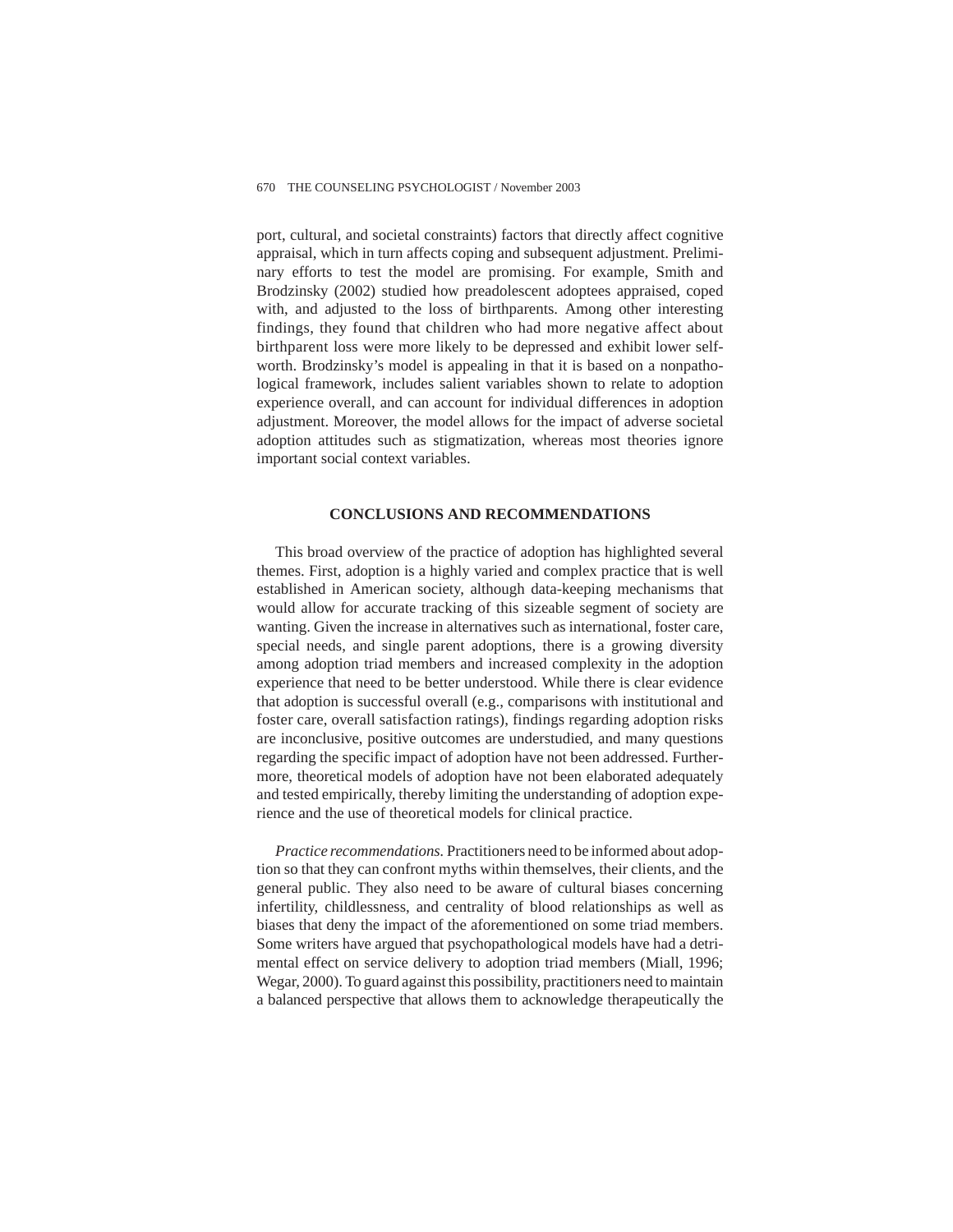port, cultural, and societal constraints) factors that directly affect cognitive appraisal, which in turn affects coping and subsequent adjustment. Preliminary efforts to test the model are promising. For example, Smith and Brodzinsky (2002) studied how preadolescent adoptees appraised, coped with, and adjusted to the loss of birthparents. Among other interesting findings, they found that children who had more negative affect about birthparent loss were more likely to be depressed and exhibit lower self-worth. Brodzinsky's model is appealing in that it is based on a nonpathological framework, includes salient variables shown to relate to adoption experience overall, and can account for individual differences in adoption adjustment. Moreover, the model allows for the impact of adverse societal adoption attitudes such as stigmatization, whereas most theories ignore important social context variables.

## CONCLUSIONS AND RECOMMENDATIONS

This broad overview of the practice of adoption has highlighted several themes. First, adoption is a highly varied and complex practice that is well established in American society, although data-keeping mechanisms that would allow for accurate tracking of this sizeable segment of society are wanting. Given the increase in alternatives such as international, foster care, special needs, and single parent adoptions, there is a growing diversity among adoption triad members and increased complexity in the adoption experience that need to be better understood. While there is clear evidence that adoption is successful overall (e.g., comparisons with institutional and foster care, overall satisfaction ratings), findings regarding adoption risks are inconclusive, positive outcomes are understudied, and many questions regarding the specific impact of adoption have not been addressed. Furthermore, theoretical models of adoption have not been elaborated adequately and tested empirically, thereby limiting the understanding of adoption experience and the use of theoretical models for clinical practice.

*Practice recommendations.* Practitioners need to be informed about adoption so that they can confront myths within themselves, their clients, and the general public. They also need to be aware of cultural biases concerning infertility, childlessness, and centrality of blood relationships as well as biases that deny the impact of the aforementioned on some triad members. Some writers have argued that psychopathological models have had a detrimental effect on service delivery to adoption triad members (Miall, 1996; Wegar, 2000). To guard against this possibility, practitioners need to maintain a balanced perspective that allows them to acknowledge therapeutically the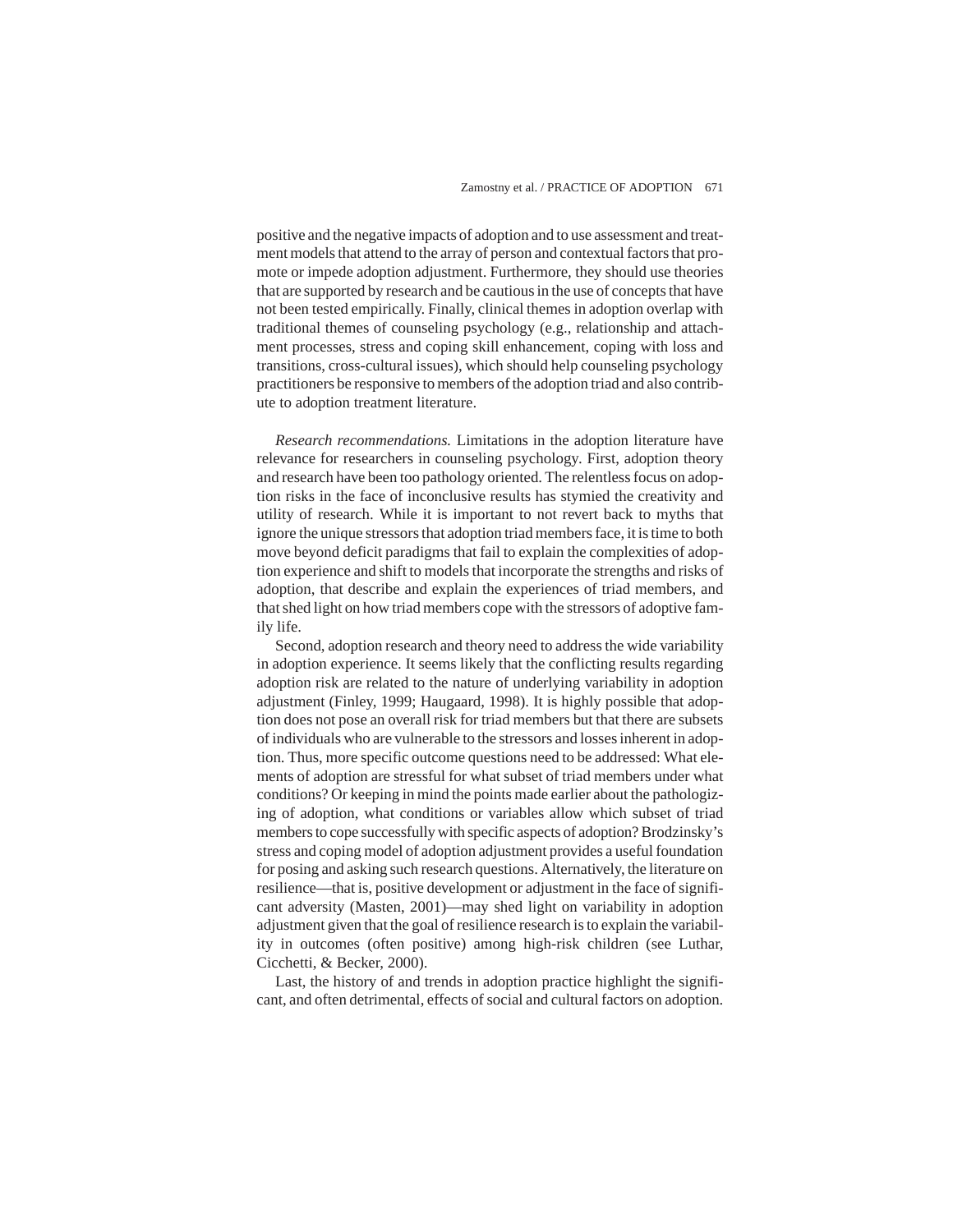positive and the negative impacts of adoption and to use assessment and treatment models that attend to the array of person and contextual factors that promote or impede adoption adjustment. Furthermore, they should use theories that are supported by research and be cautious in the use of concepts that have not been tested empirically. Finally, clinical themes in adoption overlap with traditional themes of counseling psychology (e.g., relationship and attachment processes, stress and coping skill enhancement, coping with loss and transitions, cross-cultural issues), which should help counseling psychology practitioners be responsive to members of the adoption triad and also contribute to adoption treatment literature.

*Research recommendations.* Limitations in the adoption literature have relevance for researchers in counseling psychology. First, adoption theory and research have been too pathology oriented. The relentless focus on adoption risks in the face of inconclusive results has stymied the creativity and utility of research. While it is important to not revert back to myths that ignore the unique stressors that adoption triad members face, it is time to both move beyond deficit paradigms that fail to explain the complexities of adoption experience and shift to models that incorporate the strengths and risks of adoption, that describe and explain the experiences of triad members, and that shed light on how triad members cope with the stressors of adoptive family life.

Second, adoption research and theory need to address the wide variability in adoption experience. It seems likely that the conflicting results regarding adoption risk are related to the nature of underlying variability in adoption adjustment (Finley, 1999; Haugaard, 1998). It is highly possible that adoption does not pose an overall risk for triad members but that there are subsets of individuals who are vulnerable to the stressors and losses inherent in adoption. Thus, more specific outcome questions need to be addressed: What elements of adoption are stressful for what subset of triad members under what conditions? Or keeping in mind the points made earlier about the pathologizing of adoption, what conditions or variables allow which subset of triad members to cope successfully with specific aspects of adoption? Brodzinsky's stress and coping model of adoption adjustment provides a useful foundation for posing and asking such research questions. Alternatively, the literature on resilience—that is, positive development or adjustment in the face of significant adversity (Masten, 2001)—may shed light on variability in adoption adjustment given that the goal of resilience research is to explain the variability in outcomes (often positive) among high-risk children (see Luthar, Cicchetti, & Becker, 2000).

Last, the history of and trends in adoption practice highlight the significant, and often detrimental, effects of social and cultural factors on adoption.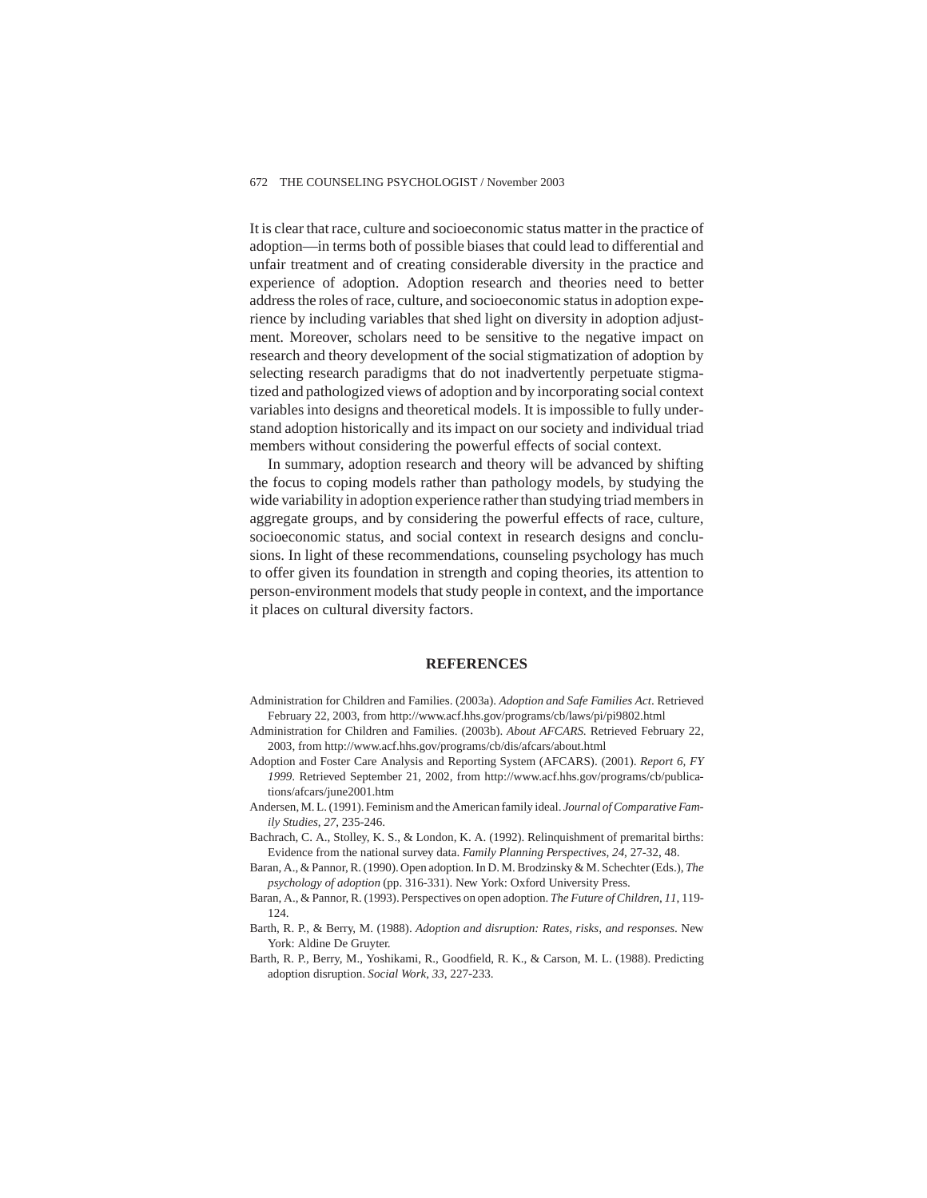It is clear that race, culture and socioeconomic status matter in the practice of adoption—in terms both of possible biases that could lead to differential and unfair treatment and of creating considerable diversity in the practice and experience of adoption. Adoption research and theories need to better address the roles of race, culture, and socioeconomic status in adoption experience by including variables that shed light on diversity in adoption adjustment. Moreover, scholars need to be sensitive to the negative impact on research and theory development of the social stigmatization of adoption by selecting research paradigms that do not inadvertently perpetuate stigmatized and pathologized views of adoption and by incorporating social context variables into designs and theoretical models. It is impossible to fully understand adoption historically and its impact on our society and individual triad members without considering the powerful effects of social context.

In summary, adoption research and theory will be advanced by shifting the focus to coping models rather than pathology models, by studying the wide variability in adoption experience rather than studying triad members in aggregate groups, and by considering the powerful effects of race, culture, socioeconomic status, and social context in research designs and conclusions. In light of these recommendations, counseling psychology has much to offer given its foundation in strength and coping theories, its attention to person-environment models that study people in context, and the importance it places on cultural diversity factors.

## REFERENCES

Administration for Children and Families. (2003a). *Adoption and Safe Families Act*. Retrieved February 22, 2003, from http://www.acf.hhs.gov/programs/cb/laws/pi/pi9802.html

Administration for Children and Families. (2003b). *About AFCARS*. Retrieved February 22, 2003, from http://www.acf.hhs.gov/programs/cb/dis/afcars/about.html

Adoption and Foster Care Analysis and Reporting System (AFCARS). (2001). *Report 6, FY 1999*. Retrieved September 21, 2002, from http://www.acf.hhs.gov/programs/cb/publications/afcars/june2001.htm

Andersen, M. L. (1991). Feminism and the American family ideal. *Journal of Comparative Family Studies, 27*, 235-246.

Bachrach, C. A., Stolley, K. S., & London, K. A. (1992). Relinquishment of premarital births: Evidence from the national survey data. *Family Planning Perspectives, 24*, 27-32, 48.

Baran, A., & Pannor, R. (1990). Open adoption. In D. M. Brodzinsky & M. Schechter (Eds.), *The psychology of adoption* (pp. 316-331). New York: Oxford University Press.

Baran, A., & Pannor, R. (1993). Perspectives on open adoption. *The Future of Children, 11*, 119-124.

Barth, R. P., & Berry, M. (1988). *Adoption and disruption: Rates, risks, and responses*. New York: Aldine De Gruyter.

Barth, R. P., Berry, M., Yoshikami, R., Goodfield, R. K., & Carson, M. L. (1988). Predicting adoption disruption. *Social Work, 33*, 227-233.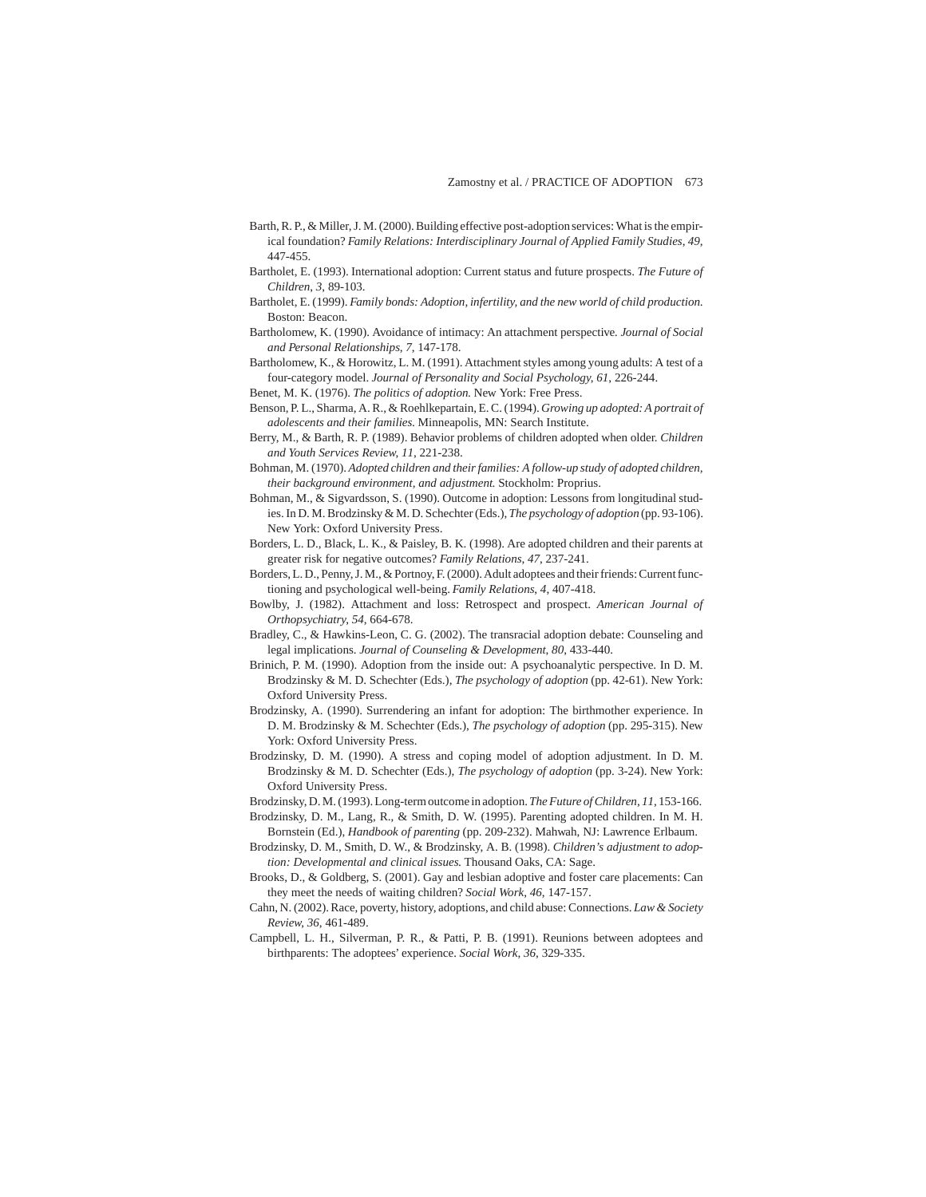Barth, R. P., & Miller, J. M. (2000). Building effective post-adoption services: What is the empirical foundation? *Family Relations: Interdisciplinary Journal of Applied Family Studies*, *49*, 447-455.

Bartholet, E. (1993). International adoption: Current status and future prospects. *The Future of Children*, *3*, 89-103.

Bartholet, E. (1999). *Family bonds: Adoption, infertility, and the new world of child production.* Boston: Beacon.

Bartholomew, K. (1990). Avoidance of intimacy: An attachment perspective. *Journal of Social and Personal Relationships*, *7*, 147-178.

Bartholomew, K., & Horowitz, L. M. (1991). Attachment styles among young adults: A test of a four-category model. *Journal of Personality and Social Psychology*, *61*, 226-244.

Benet, M. K. (1976). *The politics of adoption.* New York: Free Press.

Benson, P. L., Sharma, A. R., & Roehlkepartain, E. C. (1994). *Growing up adopted: A portrait of adolescents and their families.* Minneapolis, MN: Search Institute.

Berry, M., & Barth, R. P. (1989). Behavior problems of children adopted when older. *Children and Youth Services Review*, *11*, 221-238.

Bohman, M. (1970). *Adopted children and their families: A follow-up study of adopted children, their background environment, and adjustment.* Stockholm: Proprius.

Bohman, M., & Sigvardsson, S. (1990). Outcome in adoption: Lessons from longitudinal studies. In D. M. Brodzinsky & M. D. Schechter (Eds.), *The psychology of adoption* (pp. 93-106). New York: Oxford University Press.

Borders, L. D., Black, L. K., & Paisley, B. K. (1998). Are adopted children and their parents at greater risk for negative outcomes? *Family Relations*, *47*, 237-241.

Borders, L. D., Penny, J. M., & Portnoy, F. (2000). Adult adoptees and their friends: Current functioning and psychological well-being. *Family Relations*, *4*, 407-418.

Bowlby, J. (1982). Attachment and loss: Retrospect and prospect. *American Journal of Orthopsychiatry*, *54*, 664-678.

Bradley, C., & Hawkins-Leon, C. G. (2002). The transracial adoption debate: Counseling and legal implications. *Journal of Counseling & Development*, *80*, 433-440.

Brinich, P. M. (1990). Adoption from the inside out: A psychoanalytic perspective. In D. M. Brodzinsky & M. D. Schechter (Eds.), *The psychology of adoption* (pp. 42-61). New York: Oxford University Press.

Brodzinsky, A. (1990). Surrendering an infant for adoption: The birthmother experience. In D. M. Brodzinsky & M. Schechter (Eds.), *The psychology of adoption* (pp. 295-315). New York: Oxford University Press.

Brodzinsky, D. M. (1990). A stress and coping model of adoption adjustment. In D. M. Brodzinsky & M. D. Schechter (Eds.), *The psychology of adoption* (pp. 3-24). New York: Oxford University Press.

Brodzinsky, D. M. (1993). Long-term outcome in adoption. *The Future of Children*, *11*, 153-166.

Brodzinsky, D. M., Lang, R., & Smith, D. W. (1995). Parenting adopted children. In M. H. Bornstein (Ed.), *Handbook of parenting* (pp. 209-232). Mahwah, NJ: Lawrence Erlbaum.

Brodzinsky, D. M., Smith, D. W., & Brodzinsky, A. B. (1998). *Children's adjustment to adoption: Developmental and clinical issues.* Thousand Oaks, CA: Sage.

Brooks, D., & Goldberg, S. (2001). Gay and lesbian adoptive and foster care placements: Can they meet the needs of waiting children? *Social Work*, *46*, 147-157.

Cahn, N. (2002). Race, poverty, history, adoptions, and child abuse: Connections. *Law & Society Review*, *36*, 461-489.

Campbell, L. H., Silverman, P. R., & Patti, P. B. (1991). Reunions between adoptees and birthparents: The adoptees' experience. *Social Work*, *36*, 329-335.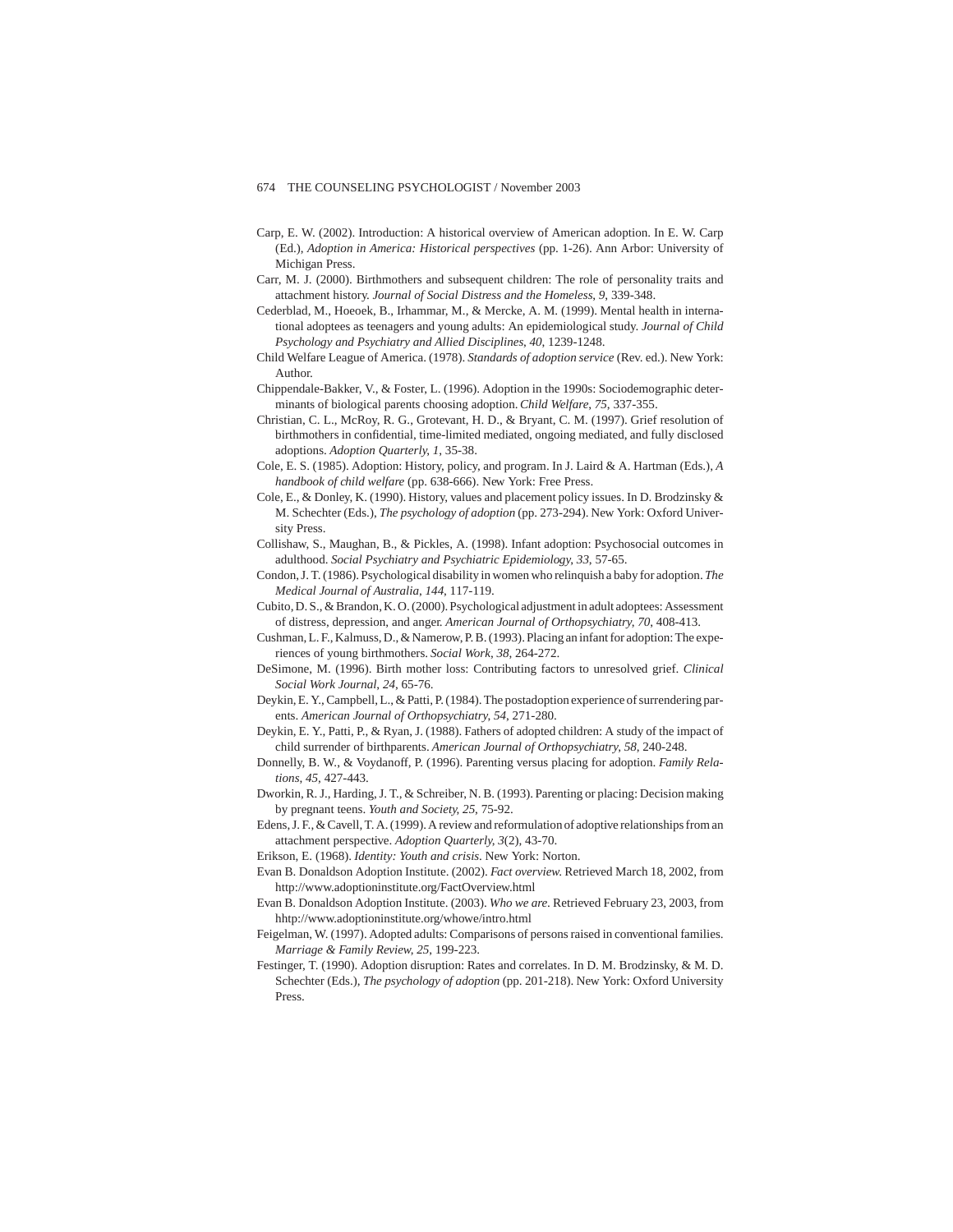Carp, E. W. (2002). Introduction: A historical overview of American adoption. In E. W. Carp (Ed.), *Adoption in America: Historical perspectives* (pp. 1-26). Ann Arbor: University of Michigan Press.

Carr, M. J. (2000). Birthmothers and subsequent children: The role of personality traits and attachment history. *Journal of Social Distress and the Homeless, 9*, 339-348.

Cederblad, M., Hoeoek, B., Irhammar, M., & Mercke, A. M. (1999). Mental health in international adoptees as teenagers and young adults: An epidemiological study. *Journal of Child Psychology and Psychiatry and Allied Disciplines, 40*, 1239-1248.

Child Welfare League of America. (1978). *Standards of adoption service* (Rev. ed.). New York: Author.

Chippendale-Bakker, V., & Foster, L. (1996). Adoption in the 1990s: Sociodemographic determinants of biological parents choosing adoption. *Child Welfare, 75*, 337-355.

Christian, C. L., McRoy, R. G., Grotevant, H. D., & Bryant, C. M. (1997). Grief resolution of birthmothers in confidential, time-limited mediated, ongoing mediated, and fully disclosed adoptions. *Adoption Quarterly, 1*, 35-38.

Cole, E. S. (1985). Adoption: History, policy, and program. In J. Laird & A. Hartman (Eds.), *A handbook of child welfare* (pp. 638-666). New York: Free Press.

Cole, E., & Donley, K. (1990). History, values and placement policy issues. In D. Brodzinsky & M. Schechter (Eds.), *The psychology of adoption* (pp. 273-294). New York: Oxford University Press.

Collishaw, S., Maughan, B., & Pickles, A. (1998). Infant adoption: Psychosocial outcomes in adulthood. *Social Psychiatry and Psychiatric Epidemiology, 33*, 57-65.

Condon, J. T. (1986). Psychological disability in women who relinquish a baby for adoption. *The Medical Journal of Australia, 144*, 117-119.

Cubito, D. S., & Brandon, K. O. (2000). Psychological adjustment in adult adoptees: Assessment of distress, depression, and anger. *American Journal of Orthopsychiatry, 70*, 408-413.

Cushman, L. F., Kalmuss, D., & Namerow, P. B. (1993). Placing an infant for adoption: The experiences of young birthmothers. *Social Work, 38*, 264-272.

DeSimone, M. (1996). Birth mother loss: Contributing factors to unresolved grief. *Clinical Social Work Journal, 24*, 65-76.

Deykin, E. Y., Campbell, L., & Patti, P. (1984). The postadoption experience of surrendering parents. *American Journal of Orthopsychiatry, 54*, 271-280.

Deykin, E. Y., Patti, P., & Ryan, J. (1988). Fathers of adopted children: A study of the impact of child surrender of birthparents. *American Journal of Orthopsychiatry, 58*, 240-248.

Donnelly, B. W., & Voydanoff, P. (1996). Parenting versus placing for adoption. *Family Relations, 45*, 427-443.

Dworkin, R. J., Harding, J. T., & Schreiber, N. B. (1993). Parenting or placing: Decision making by pregnant teens. *Youth and Society, 25*, 75-92.

Edens, J. F., & Cavell, T. A. (1999). A review and reformulation of adoptive relationships from an attachment perspective. *Adoption Quarterly, 3*(2), 43-70.

Erikson, E. (1968). *Identity: Youth and crisis*. New York: Norton.

Evan B. Donaldson Adoption Institute. (2002). *Fact overview*. Retrieved March 18, 2002, from http://www.adoptioninstitute.org/FactOverview.html

Evan B. Donaldson Adoption Institute. (2003). *Who we are*. Retrieved February 23, 2003, from hhtp://www.adoptioninstitute.org/whowe/intro.html

Feigelman, W. (1997). Adopted adults: Comparisons of persons raised in conventional families. *Marriage & Family Review, 25*, 199-223.

Festinger, T. (1990). Adoption disruption: Rates and correlates. In D. M. Brodzinsky, & M. D. Schechter (Eds.), *The psychology of adoption* (pp. 201-218). New York: Oxford University Press.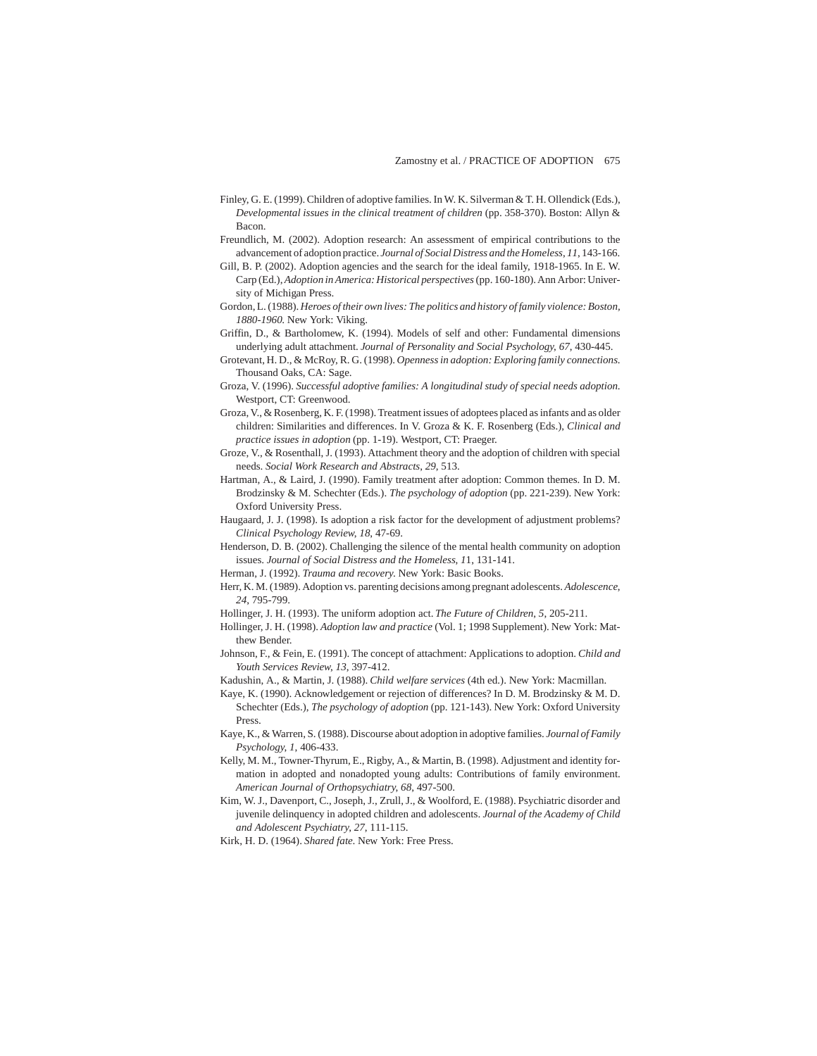Finley, G. E. (1999). Children of adoptive families. In W. K. Silverman & T. H. Ollendick (Eds.), *Developmental issues in the clinical treatment of children* (pp. 358-370). Boston: Allyn & Bacon.

Freundlich, M. (2002). Adoption research: An assessment of empirical contributions to the advancement of adoption practice. *Journal of Social Distress and the Homeless, 11*, 143-166.

Gill, B. P. (2002). Adoption agencies and the search for the ideal family, 1918-1965. In E. W. Carp (Ed.), *Adoption in America: Historical perspectives* (pp. 160-180). Ann Arbor: University of Michigan Press.

Gordon, L. (1988). *Heroes of their own lives: The politics and history of family violence: Boston, 1880-1960*. New York: Viking.

Griffin, D., & Bartholomew, K. (1994). Models of self and other: Fundamental dimensions underlying adult attachment. *Journal of Personality and Social Psychology, 67*, 430-445.

Grotevant, H. D., & McRoy, R. G. (1998). *Openness in adoption: Exploring family connections*. Thousand Oaks, CA: Sage.

Groza, V. (1996). *Successful adoptive families: A longitudinal study of special needs adoption*. Westport, CT: Greenwood.

Groza, V., & Rosenberg, K. F. (1998). Treatment issues of adoptees placed as infants and as older children: Similarities and differences. In V. Groza & K. F. Rosenberg (Eds.), *Clinical and practice issues in adoption* (pp. 1-19). Westport, CT: Praeger.

Groze, V., & Rosenthall, J. (1993). Attachment theory and the adoption of children with special needs. *Social Work Research and Abstracts, 29*, 513.

Hartman, A., & Laird, J. (1990). Family treatment after adoption: Common themes. In D. M. Brodzinsky & M. Schechter (Eds.). *The psychology of adoption* (pp. 221-239). New York: Oxford University Press.

Haugaard, J. J. (1998). Is adoption a risk factor for the development of adjustment problems? *Clinical Psychology Review, 18*, 47-69.

Henderson, D. B. (2002). Challenging the silence of the mental health community on adoption issues. *Journal of Social Distress and the Homeless, 1*1, 131-141.

Herman, J. (1992). *Trauma and recovery*. New York: Basic Books.

Herr, K. M. (1989). Adoption vs. parenting decisions among pregnant adolescents. *Adolescence, 24*, 795-799.

Hollinger, J. H. (1993). The uniform adoption act. *The Future of Children, 5*, 205-211.

Hollinger, J. H. (1998). *Adoption law and practice* (Vol. 1; 1998 Supplement). New York: Matthew Bender.

Johnson, F., & Fein, E. (1991). The concept of attachment: Applications to adoption. *Child and Youth Services Review, 13*, 397-412.

Kadushin, A., & Martin, J. (1988). *Child welfare services* (4th ed.). New York: Macmillan.

Kaye, K. (1990). Acknowledgement or rejection of differences? In D. M. Brodzinsky & M. D. Schechter (Eds.), *The psychology of adoption* (pp. 121-143). New York: Oxford University Press.

Kaye, K., & Warren, S. (1988). Discourse about adoption in adoptive families. *Journal of Family Psychology, 1*, 406-433.

Kelly, M. M., Towner-Thyrum, E., Rigby, A., & Martin, B. (1998). Adjustment and identity formation in adopted and nonadopted young adults: Contributions of family environment. *American Journal of Orthopsychiatry, 68*, 497-500.

Kim, W. J., Davenport, C., Joseph, J., Zrull, J., & Woolford, E. (1988). Psychiatric disorder and juvenile delinquency in adopted children and adolescents. *Journal of the Academy of Child and Adolescent Psychiatry, 27*, 111-115.

Kirk, H. D. (1964). *Shared fate*. New York: Free Press.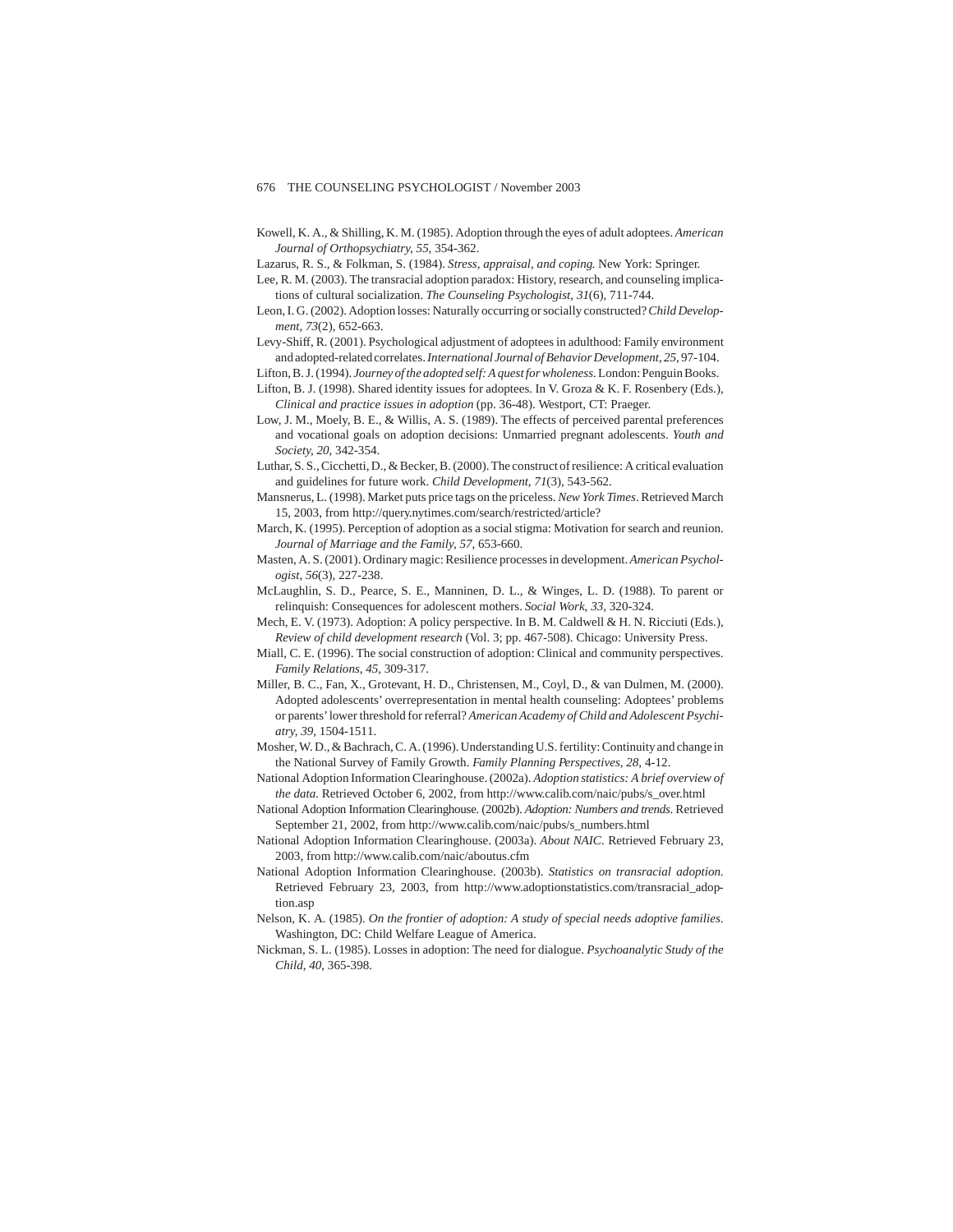Kowell, K. A., & Shilling, K. M. (1985). Adoption through the eyes of adult adoptees. *American Journal of Orthopsychiatry, 55*, 354-362.

Lazarus, R. S., & Folkman, S. (1984). *Stress, appraisal, and coping.* New York: Springer.

Lee, R. M. (2003). The transracial adoption paradox: History, research, and counseling implications of cultural socialization. *The Counseling Psychologist, 31*(6), 711-744.

Leon, I. G. (2002). Adoption losses: Naturally occurring or socially constructed? *Child Development, 73*(2), 652-663.

Levy-Shiff, R. (2001). Psychological adjustment of adoptees in adulthood: Family environment and adopted-related correlates. *International Journal of Behavior Development, 25*, 97-104.

Lifton, B. J. (1994). *Journey of the adopted self: A quest for wholeness*. London: Penguin Books.

Lifton, B. J. (1998). Shared identity issues for adoptees. In V. Groza & K. F. Rosenbery (Eds.), *Clinical and practice issues in adoption* (pp. 36-48). Westport, CT: Praeger.

Low, J. M., Moely, B. E., & Willis, A. S. (1989). The effects of perceived parental preferences and vocational goals on adoption decisions: Unmarried pregnant adolescents. *Youth and Society, 20*, 342-354.

Luthar, S. S., Cicchetti, D., & Becker, B. (2000). The construct of resilience: A critical evaluation and guidelines for future work. *Child Development, 71*(3), 543-562.

Mansnerus, L. (1998). Market puts price tags on the priceless. *New York Times*. Retrieved March 15, 2003, from http://query.nytimes.com/search/restricted/article?

March, K. (1995). Perception of adoption as a social stigma: Motivation for search and reunion. *Journal of Marriage and the Family, 57*, 653-660.

Masten, A. S. (2001). Ordinary magic: Resilience processes in development. *American Psychologist, 56*(3), 227-238.

McLaughlin, S. D., Pearce, S. E., Manninen, D. L., & Winges, L. D. (1988). To parent or relinquish: Consequences for adolescent mothers. *Social Work, 33*, 320-324.

Mech, E. V. (1973). Adoption: A policy perspective. In B. M. Caldwell & H. N. Ricciuti (Eds.), *Review of child development research* (Vol. 3; pp. 467-508). Chicago: University Press.

Miall, C. E. (1996). The social construction of adoption: Clinical and community perspectives. *Family Relations, 45*, 309-317.

Miller, B. C., Fan, X., Grotevant, H. D., Christensen, M., Coyl, D., & van Dulmen, M. (2000). Adopted adolescents' overrepresentation in mental health counseling: Adoptees' problems or parents' lower threshold for referral? *American Academy of Child and Adolescent Psychiatry, 39*, 1504-1511.

Mosher, W. D., & Bachrach, C. A. (1996). Understanding U.S. fertility: Continuity and change in the National Survey of Family Growth. *Family Planning Perspectives, 28*, 4-12.

National Adoption Information Clearinghouse. (2002a). *Adoption statistics: A brief overview of the data.* Retrieved October 6, 2002, from http://www.calib.com/naic/pubs/s_over.html

National Adoption Information Clearinghouse. (2002b). *Adoption: Numbers and trends.* Retrieved September 21, 2002, from http://www.calib.com/naic/pubs/s_numbers.html

National Adoption Information Clearinghouse. (2003a). *About NAIC*. Retrieved February 23, 2003, from http://www.calib.com/naic/aboutus.cfm

National Adoption Information Clearinghouse. (2003b). *Statistics on transracial adoption.* Retrieved February 23, 2003, from http://www.adoptionstatistics.com/transracial_adoption.asp

Nelson, K. A. (1985). *On the frontier of adoption: A study of special needs adoptive families*. Washington, DC: Child Welfare League of America.

Nickman, S. L. (1985). Losses in adoption: The need for dialogue. *Psychoanalytic Study of the Child, 40*, 365-398.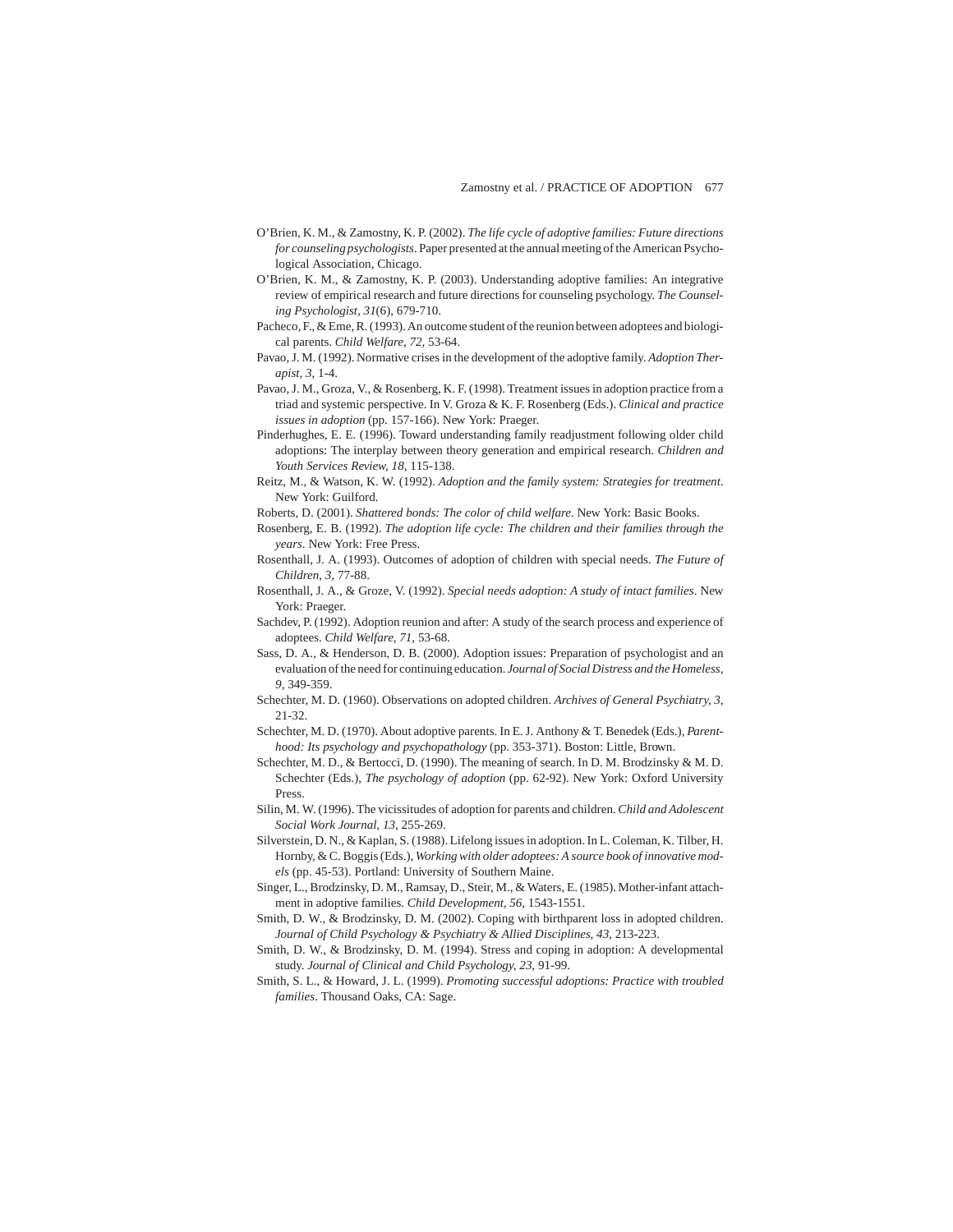O'Brien, K. M., & Zamostny, K. P. (2002). *The life cycle of adoptive families: Future directions for counseling psychologists*. Paper presented at the annual meeting of the American Psychological Association, Chicago.

O'Brien, K. M., & Zamostny, K. P. (2003). Understanding adoptive families: An integrative review of empirical research and future directions for counseling psychology. *The Counseling Psychologist*, *31*(6), 679-710.

Pacheco, F., & Eme, R. (1993). An outcome student of the reunion between adoptees and biological parents. *Child Welfare*, *72*, 53-64.

Pavao, J. M. (1992). Normative crises in the development of the adoptive family. *Adoption Therapist*, *3*, 1-4.

Pavao, J. M., Groza, V., & Rosenberg, K. F. (1998). Treatment issues in adoption practice from a triad and systemic perspective. In V. Groza & K. F. Rosenberg (Eds.). *Clinical and practice issues in adoption* (pp. 157-166). New York: Praeger.

Pinderhughes, E. E. (1996). Toward understanding family readjustment following older child adoptions: The interplay between theory generation and empirical research. *Children and Youth Services Review*, *18*, 115-138.

Reitz, M., & Watson, K. W. (1992). *Adoption and the family system: Strategies for treatment*. New York: Guilford.

Roberts, D. (2001). *Shattered bonds: The color of child welfare*. New York: Basic Books.

Rosenberg, E. B. (1992). *The adoption life cycle: The children and their families through the years*. New York: Free Press.

Rosenthall, J. A. (1993). Outcomes of adoption of children with special needs. *The Future of Children*, *3*, 77-88.

Rosenthall, J. A., & Groze, V. (1992). *Special needs adoption: A study of intact families*. New York: Praeger.

Sachdev, P. (1992). Adoption reunion and after: A study of the search process and experience of adoptees. *Child Welfare*, *71*, 53-68.

Sass, D. A., & Henderson, D. B. (2000). Adoption issues: Preparation of psychologist and an evaluation of the need for continuing education. *Journal of Social Distress and the Homeless*, *9*, 349-359.

Schechter, M. D. (1960). Observations on adopted children. *Archives of General Psychiatry*, *3*, 21-32.

Schechter, M. D. (1970). About adoptive parents. In E. J. Anthony & T. Benedek (Eds.), *Parenthood: Its psychology and psychopathology* (pp. 353-371). Boston: Little, Brown.

Schechter, M. D., & Bertocci, D. (1990). The meaning of search. In D. M. Brodzinsky & M. D. Schechter (Eds.), *The psychology of adoption* (pp. 62-92). New York: Oxford University Press.

Silin, M. W. (1996). The vicissitudes of adoption for parents and children. *Child and Adolescent Social Work Journal*, *13*, 255-269.

Silverstein, D. N., & Kaplan, S. (1988). Lifelong issues in adoption. In L. Coleman, K. Tilber, H. Hornby, & C. Boggis (Eds.), *Working with older adoptees: A source book of innovative models* (pp. 45-53). Portland: University of Southern Maine.

Singer, L., Brodzinsky, D. M., Ramsay, D., Steir, M., & Waters, E. (1985). Mother-infant attachment in adoptive families. *Child Development*, *56*, 1543-1551.

Smith, D. W., & Brodzinsky, D. M. (2002). Coping with birthparent loss in adopted children. *Journal of Child Psychology & Psychiatry & Allied Disciplines*, *43*, 213-223.

Smith, D. W., & Brodzinsky, D. M. (1994). Stress and coping in adoption: A developmental study. *Journal of Clinical and Child Psychology*, *23*, 91-99.

Smith, S. L., & Howard, J. L. (1999). *Promoting successful adoptions: Practice with troubled families*. Thousand Oaks, CA: Sage.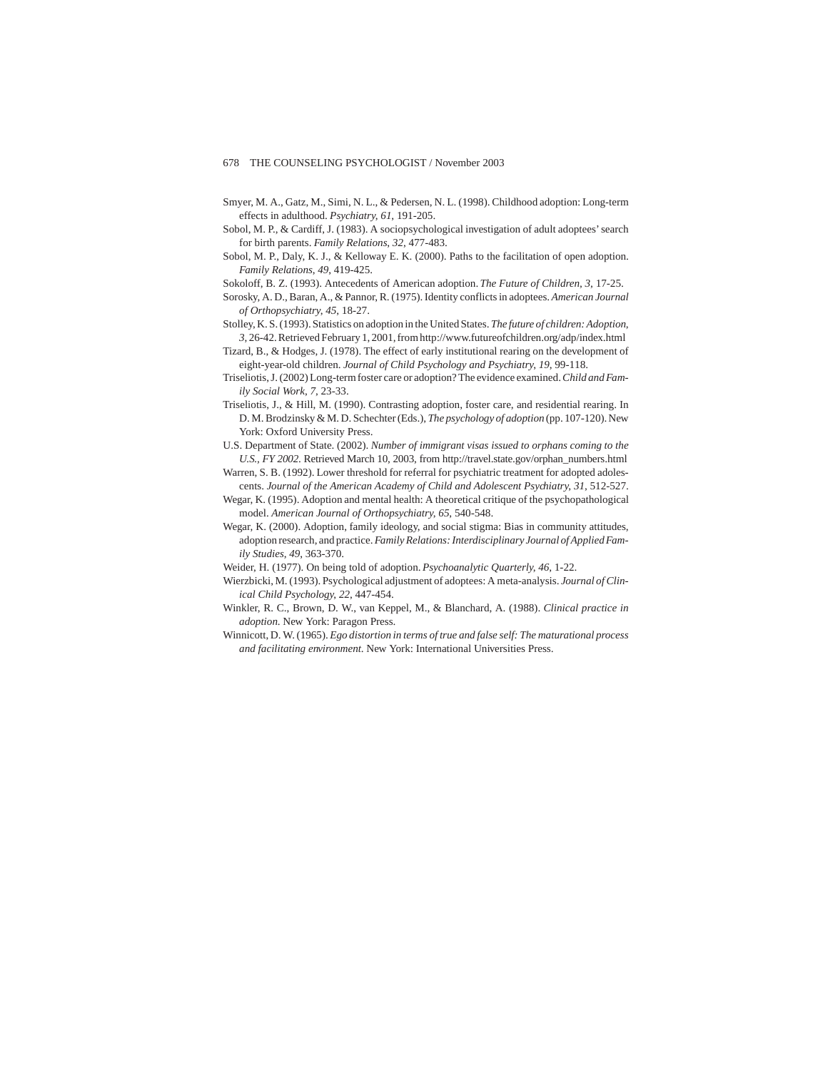Smyer, M. A., Gatz, M., Simi, N. L., & Pedersen, N. L. (1998). Childhood adoption: Long-term effects in adulthood. *Psychiatry*, *61*, 191-205.

Sobol, M. P., & Cardiff, J. (1983). A sociopsychological investigation of adult adoptees' search for birth parents. *Family Relations*, *32*, 477-483.

Sobol, M. P., Daly, K. J., & Kelloway E. K. (2000). Paths to the facilitation of open adoption. *Family Relations*, *49*, 419-425.

Sokoloff, B. Z. (1993). Antecedents of American adoption. *The Future of Children*, *3*, 17-25.

Sorosky, A. D., Baran, A., & Pannor, R. (1975). Identity conflicts in adoptees. *American Journal of Orthopsychiatry*, *45*, 18-27.

Stolley, K. S. (1993). Statistics on adoption in the United States. *The future of children: Adoption*, *3*, 26-42. Retrieved February 1, 2001, from http://www.futureofchildren.org/adp/index.html

Tizard, B., & Hodges, J. (1978). The effect of early institutional rearing on the development of eight-year-old children. *Journal of Child Psychology and Psychiatry*, *19*, 99-118.

Triseliotis, J. (2002) Long-term foster care or adoption? The evidence examined. *Child and Family Social Work*, *7*, 23-33.

Triseliotis, J., & Hill, M. (1990). Contrasting adoption, foster care, and residential rearing. In D. M. Brodzinsky & M. D. Schechter (Eds.), *The psychology of adoption* (pp. 107-120). New York: Oxford University Press.

U.S. Department of State. (2002). *Number of immigrant visas issued to orphans coming to the U.S., FY 2002.* Retrieved March 10, 2003, from http://travel.state.gov/orphan_numbers.html

Warren, S. B. (1992). Lower threshold for referral for psychiatric treatment for adopted adolescents. *Journal of the American Academy of Child and Adolescent Psychiatry*, *31*, 512-527.

Wegar, K. (1995). Adoption and mental health: A theoretical critique of the psychopathological model. *American Journal of Orthopsychiatry*, *65*, 540-548.

Wegar, K. (2000). Adoption, family ideology, and social stigma: Bias in community attitudes, adoption research, and practice. *Family Relations: Interdisciplinary Journal of Applied Family Studies*, *49*, 363-370.

Weider, H. (1977). On being told of adoption. *Psychoanalytic Quarterly*, *46*, 1-22.

Wierzbicki, M. (1993). Psychological adjustment of adoptees: A meta-analysis. *Journal of Clinical Child Psychology*, *22*, 447-454.

Winkler, R. C., Brown, D. W., van Keppel, M., & Blanchard, A. (1988). *Clinical practice in adoption.* New York: Paragon Press.

Winnicott, D. W. (1965). *Ego distortion in terms of true and false self: The maturational process and facilitating environment.* New York: International Universities Press.